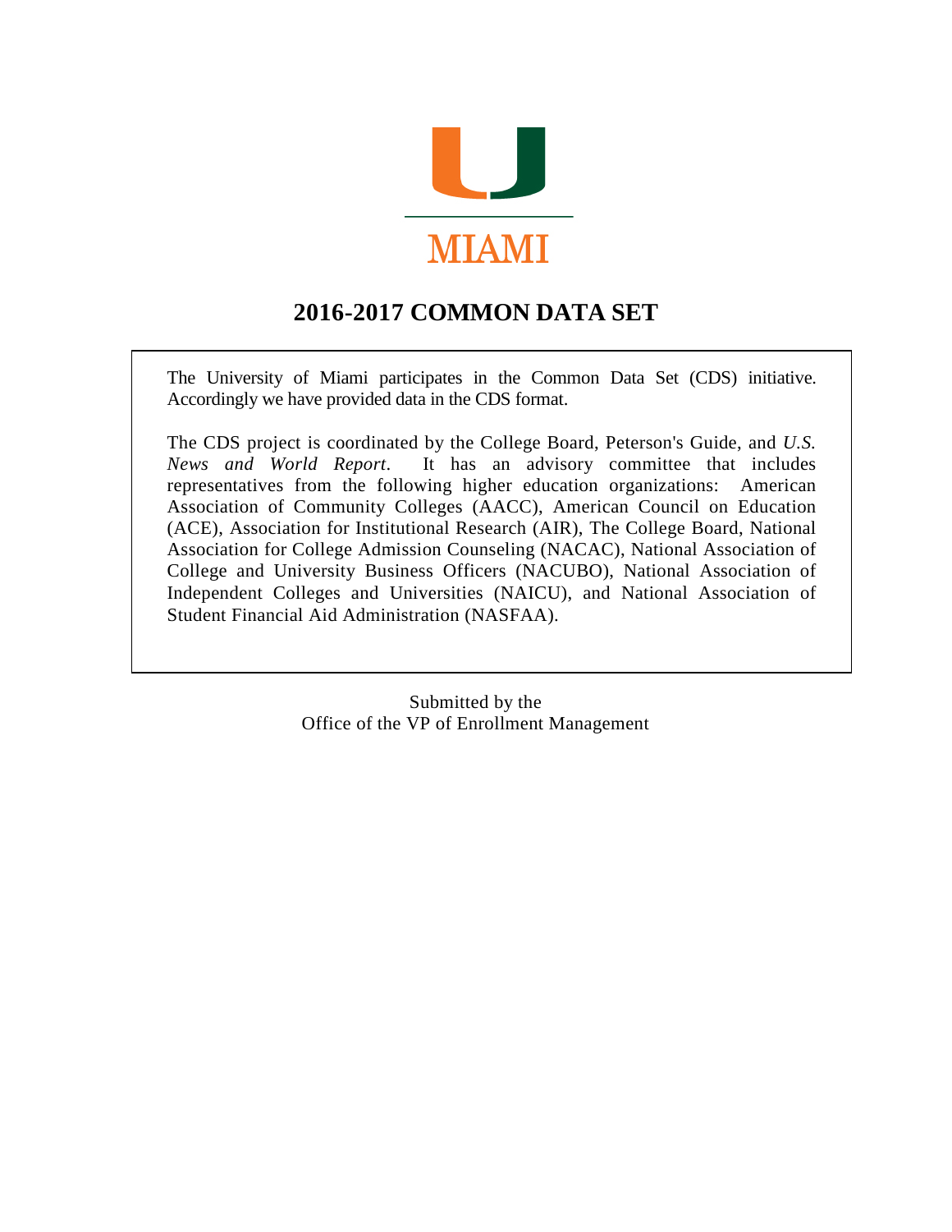MIAMI

# 2016-2017 COMMON DATA SET

The University of Miami participates in the Common Data Set (CDS) initiative. Accordingly we have provided data in the CDS format.

The CDS project is coordinated by the College Board, Peterson's Guide, and *U.S. News and World Report*. It has an advisory committee that includes representatives from the following higher education organizations: American Association of Community Colleges (AACC), American Council on Education (ACE), Association for Institutional Research (AIR), The College Board, National Association for College Admission Counseling (NACAC), National Association of College and University Business Officers (NACUBO), National Association of Independent Colleges and Universities (NAICU), and National Association of Student Financial Aid Administration (NASFAA).

Submitted by the
Office of the VP of Enrollment Management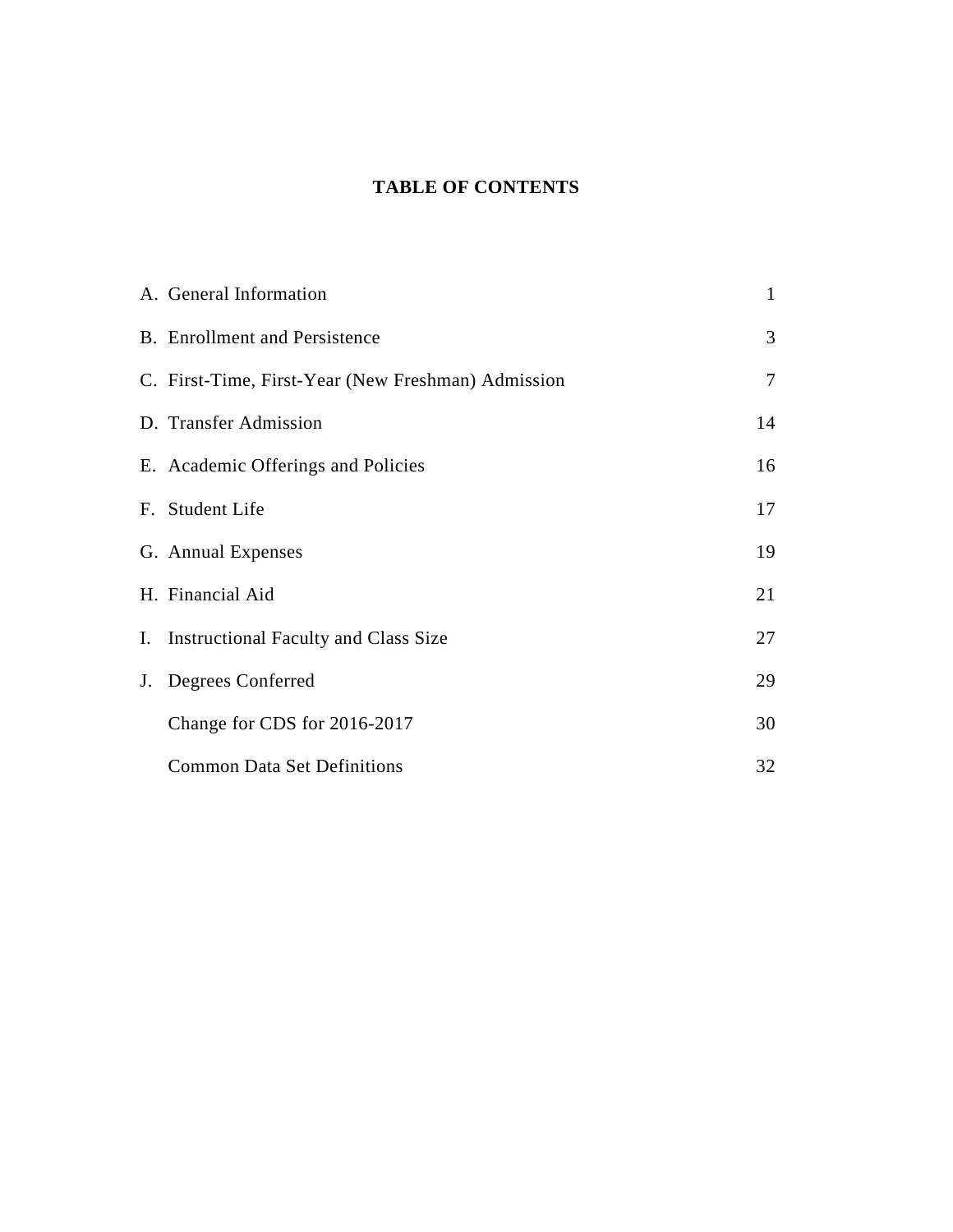# TABLE OF CONTENTS

| | | |
|---|---|---|
| A. | General Information | 1 |
| B. | Enrollment and Persistence | 3 |
| C. | First-Time, First-Year (New Freshman) Admission | 7 |
| D. | Transfer Admission | 14 |
| E. | Academic Offerings and Policies | 16 |
| F. | Student Life | 17 |
| G. | Annual Expenses | 19 |
| H. | Financial Aid | 21 |
| I. | Instructional Faculty and Class Size | 27 |
| J. | Degrees Conferred | 29 |
| | Change for CDS for 2016-2017 | 30 |
| | Common Data Set Definitions | 32 |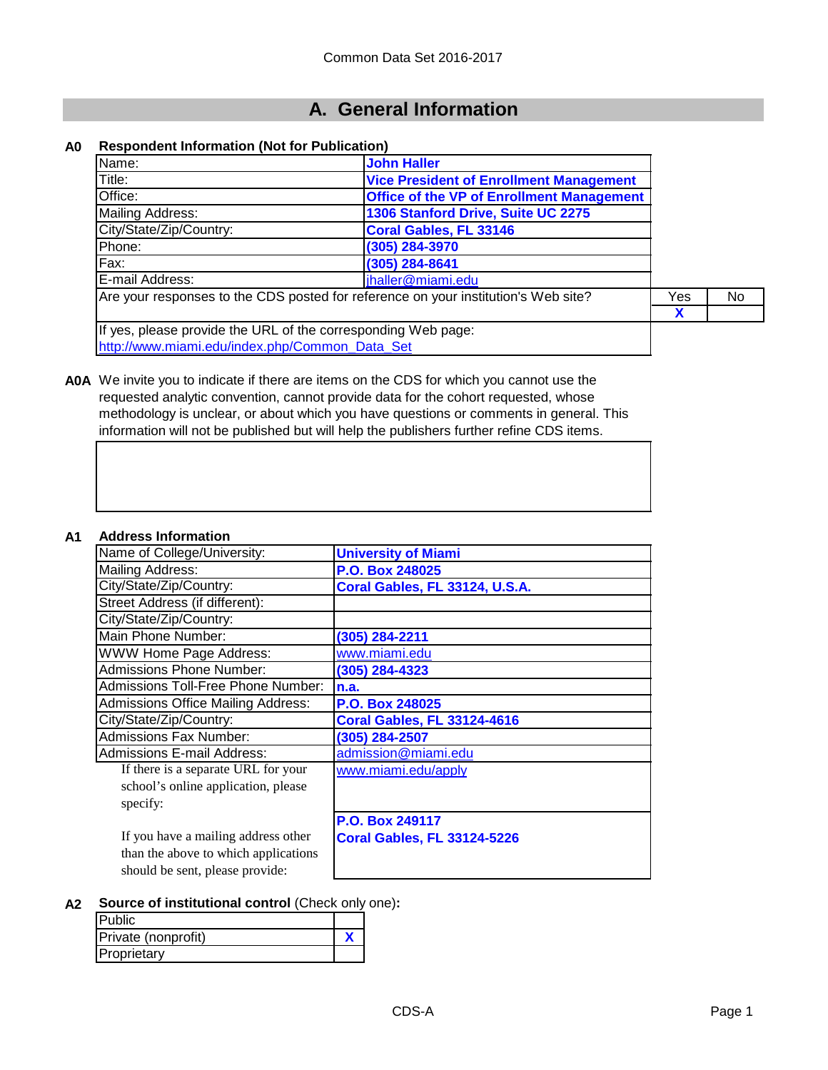Common Data Set 2016-2017

# A. General Information

**A0 Respondent Information (Not for Publication)**

| | |
|---|---|
| Name: | **John Haller** |
| Title: | **Vice President of Enrollment Management** |
| Office: | **Office of the VP of Enrollment Management** |
| Mailing Address: | **1306 Stanford Drive, Suite UC 2275** |
| City/State/Zip/Country: | **Coral Gables, FL 33146** |
| Phone: | **(305) 284-3970** |
| Fax: | **(305) 284-8641** |
| E-mail Address: | jhaller@miami.edu |

| | Yes | No |
|---|---|---|
| Are your responses to the CDS posted for reference on your institution's Web site? | X | |

If yes, please provide the URL of the corresponding Web page:
http://www.miami.edu/index.php/Common_Data_Set

**A0A** We invite you to indicate if there are items on the CDS for which you cannot use the requested analytic convention, cannot provide data for the cohort requested, whose methodology is unclear, or about which you have questions or comments in general. This information will not be published but will help the publishers further refine CDS items.

**A1 Address Information**

| | |
|---|---|
| Name of College/University: | **University of Miami** |
| Mailing Address: | **P.O. Box 248025** |
| City/State/Zip/Country: | **Coral Gables, FL 33124, U.S.A.** |
| Street Address (if different): | |
| City/State/Zip/Country: | |
| Main Phone Number: | **(305) 284-2211** |
| WWW Home Page Address: | www.miami.edu |
| Admissions Phone Number: | **(305) 284-4323** |
| Admissions Toll-Free Phone Number: | **n.a.** |
| Admissions Office Mailing Address: | **P.O. Box 248025** |
| City/State/Zip/Country: | **Coral Gables, FL 33124-4616** |
| Admissions Fax Number: | **(305) 284-2507** |
| Admissions E-mail Address: | admission@miami.edu |
| If there is a separate URL for your school's online application, please specify: | www.miami.edu/apply |
| If you have a mailing address other than the above to which applications should be sent, please provide: | **P.O. Box 249117**<br>**Coral Gables, FL 33124-5226** |

**A2 Source of institutional control** (Check only one)**:**

| | |
|---|---|
| Public | |
| Private (nonprofit) | X |
| Proprietary | |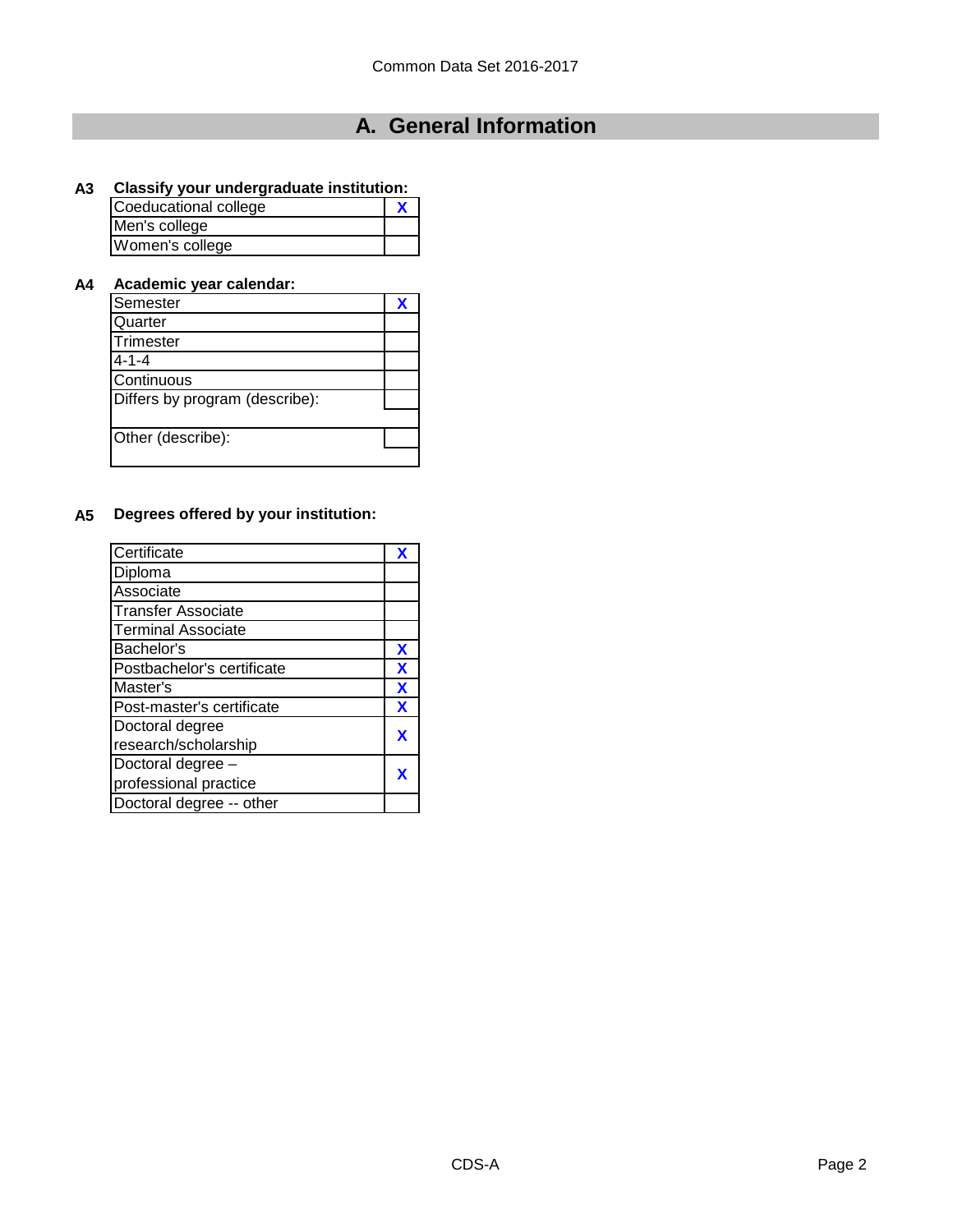## A. General Information

**A3 Classify your undergraduate institution:**

| | |
|---|---|
| Coeducational college | X |
| Men's college | |
| Women's college | |

**A4 Academic year calendar:**

| | |
|---|---|
| Semester | X |
| Quarter | |
| Trimester | |
| 4-1-4 | |
| Continuous | |
| Differs by program (describe): | |
| | |
| Other (describe): | |
| | |

**A5 Degrees offered by your institution:**

| | |
|---|---|
| Certificate | X |
| Diploma | |
| Associate | |
| Transfer Associate | |
| Terminal Associate | |
| Bachelor's | X |
| Postbachelor's certificate | X |
| Master's | X |
| Post-master's certificate | X |
| Doctoral degree research/scholarship | X |
| Doctoral degree – professional practice | X |
| Doctoral degree -- other | |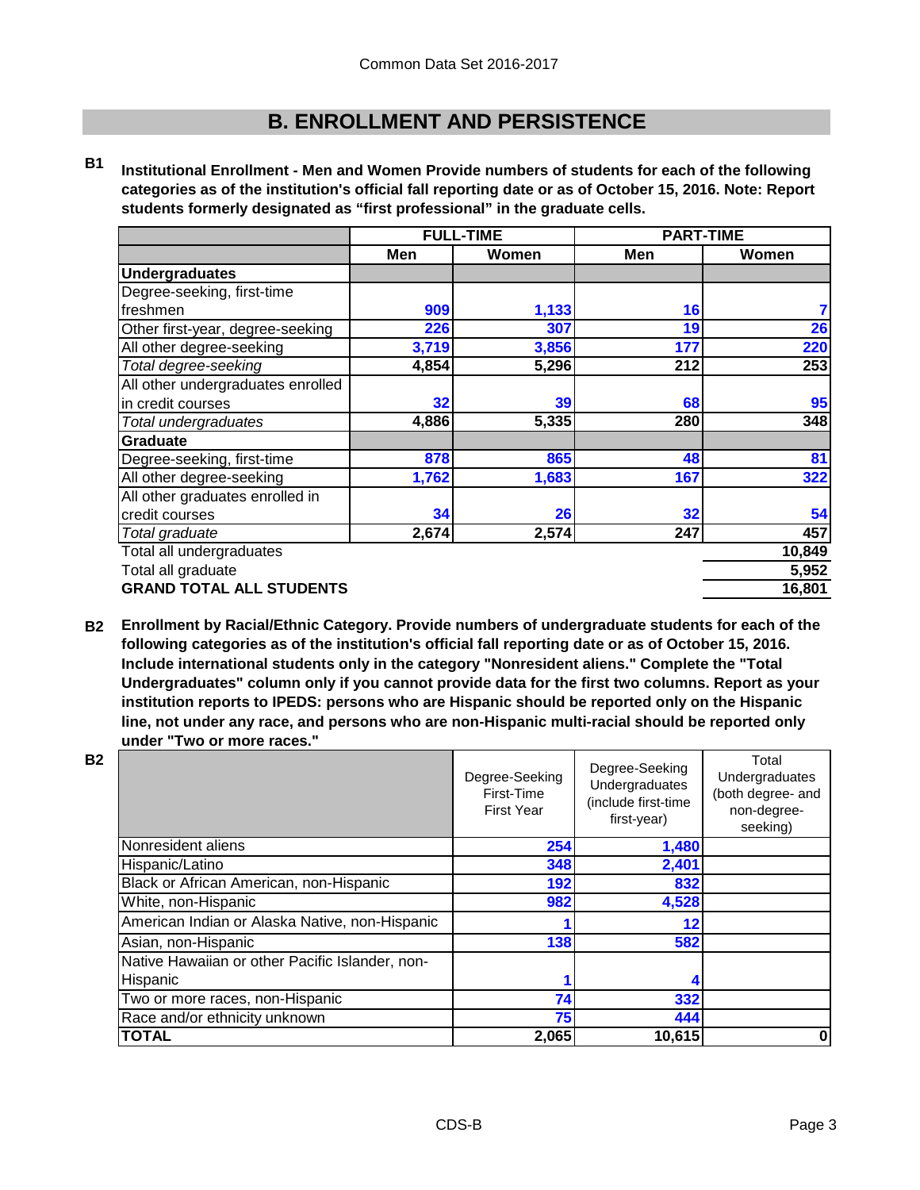## B. ENROLLMENT AND PERSISTENCE

**B1** **Institutional Enrollment - Men and Women Provide numbers of students for each of the following categories as of the institution's official fall reporting date or as of October 15, 2016. Note: Report students formerly designated as "first professional" in the graduate cells.**

| | FULL-TIME | | PART-TIME | |
|---|---|---|---|---|
| | Men | Women | Men | Women |
| **Undergraduates** | | | | |
| Degree-seeking, first-time freshmen | 909 | 1,133 | 16 | 7 |
| Other first-year, degree-seeking | 226 | 307 | 19 | 26 |
| All other degree-seeking | 3,719 | 3,856 | 177 | 220 |
| *Total degree-seeking* | 4,854 | 5,296 | 212 | 253 |
| All other undergraduates enrolled in credit courses | 32 | 39 | 68 | 95 |
| *Total undergraduates* | 4,886 | 5,335 | 280 | 348 |
| **Graduate** | | | | |
| Degree-seeking, first-time | 878 | 865 | 48 | 81 |
| All other degree-seeking | 1,762 | 1,683 | 167 | 322 |
| All other graduates enrolled in credit courses | 34 | 26 | 32 | 54 |
| *Total graduate* | 2,674 | 2,574 | 247 | 457 |
| Total all undergraduates | | | | 10,849 |
| Total all graduate | | | | 5,952 |
| **GRAND TOTAL ALL STUDENTS** | | | | 16,801 |

**B2** **Enrollment by Racial/Ethnic Category. Provide numbers of undergraduate students for each of the following categories as of the institution's official fall reporting date or as of October 15, 2016. Include international students only in the category "Nonresident aliens." Complete the "Total Undergraduates" column only if you cannot provide data for the first two columns. Report as your institution reports to IPEDS: persons who are Hispanic should be reported only on the Hispanic line, not under any race, and persons who are non-Hispanic multi-racial should be reported only under "Two or more races."**

| | Degree-Seeking First-Time First Year | Degree-Seeking Undergraduates (include first-time first-year) | Total Undergraduates (both degree- and non-degree-seeking) |
|---|---|---|---|
| Nonresident aliens | 254 | 1,480 | |
| Hispanic/Latino | 348 | 2,401 | |
| Black or African American, non-Hispanic | 192 | 832 | |
| White, non-Hispanic | 982 | 4,528 | |
| American Indian or Alaska Native, non-Hispanic | 1 | 12 | |
| Asian, non-Hispanic | 138 | 582 | |
| Native Hawaiian or other Pacific Islander, non-Hispanic | 1 | 4 | |
| Two or more races, non-Hispanic | 74 | 332 | |
| Race and/or ethnicity unknown | 75 | 444 | |
| **TOTAL** | 2,065 | 10,615 | 0 |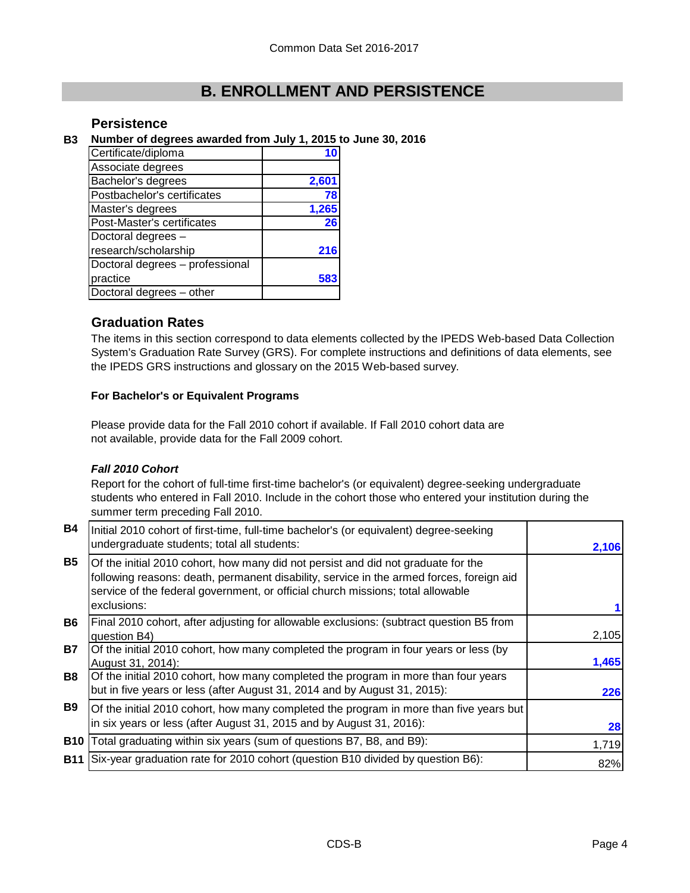# B. ENROLLMENT AND PERSISTENCE

## Persistence

**B3 Number of degrees awarded from July 1, 2015 to June 30, 2016**

| Degree | Number |
|---|---|
| Certificate/diploma | 10 |
| Associate degrees | |
| Bachelor's degrees | 2,601 |
| Postbachelor's certificates | 78 |
| Master's degrees | 1,265 |
| Post-Master's certificates | 26 |
| Doctoral degrees – research/scholarship | 216 |
| Doctoral degrees – professional practice | 583 |
| Doctoral degrees – other | |

## Graduation Rates

The items in this section correspond to data elements collected by the IPEDS Web-based Data Collection System's Graduation Rate Survey (GRS). For complete instructions and definitions of data elements, see the IPEDS GRS instructions and glossary on the 2015 Web-based survey.

**For Bachelor's or Equivalent Programs**

Please provide data for the Fall 2010 cohort if available. If Fall 2010 cohort data are not available, provide data for the Fall 2009 cohort.

***Fall 2010 Cohort***

Report for the cohort of full-time first-time bachelor's (or equivalent) degree-seeking undergraduate students who entered in Fall 2010. Include in the cohort those who entered your institution during the summer term preceding Fall 2010.

| | Item | Value |
|---|---|---|
| B4 | Initial 2010 cohort of first-time, full-time bachelor's (or equivalent) degree-seeking undergraduate students; total all students: | 2,106 |
| B5 | Of the initial 2010 cohort, how many did not persist and did not graduate for the following reasons: death, permanent disability, service in the armed forces, foreign aid service of the federal government, or official church missions; total allowable exclusions: | 1 |
| B6 | Final 2010 cohort, after adjusting for allowable exclusions: (subtract question B5 from question B4) | 2,105 |
| B7 | Of the initial 2010 cohort, how many completed the program in four years or less (by August 31, 2014): | 1,465 |
| B8 | Of the initial 2010 cohort, how many completed the program in more than four years but in five years or less (after August 31, 2014 and by August 31, 2015): | 226 |
| B9 | Of the initial 2010 cohort, how many completed the program in more than five years but in six years or less (after August 31, 2015 and by August 31, 2016): | 28 |
| B10 | Total graduating within six years (sum of questions B7, B8, and B9): | 1,719 |
| B11 | Six-year graduation rate for 2010 cohort (question B10 divided by question B6): | 82% |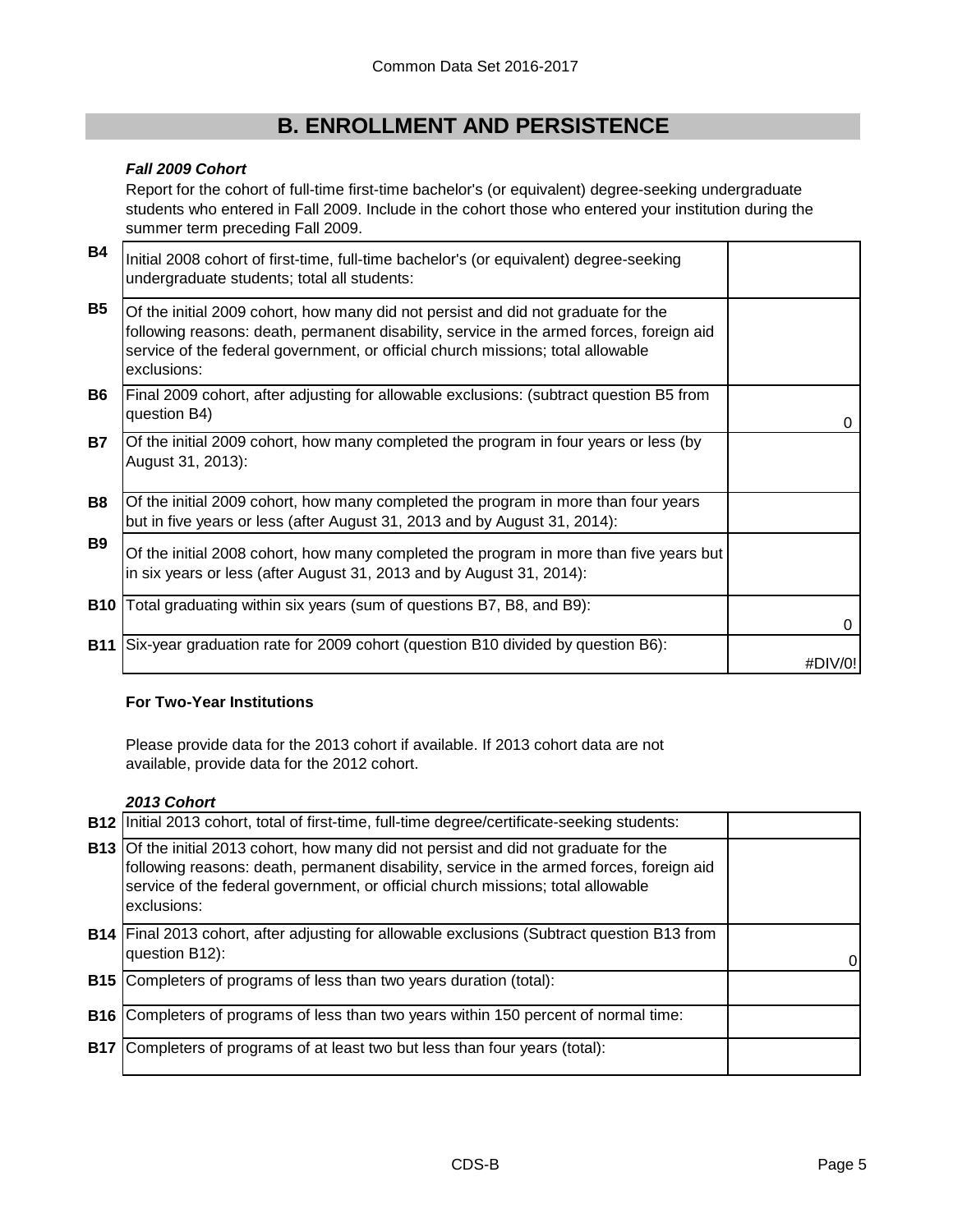# B. ENROLLMENT AND PERSISTENCE

***Fall 2009 Cohort***

Report for the cohort of full-time first-time bachelor's (or equivalent) degree-seeking undergraduate students who entered in Fall 2009. Include in the cohort those who entered your institution during the summer term preceding Fall 2009.

| | | |
|---|---|---|
| **B4** | Initial 2008 cohort of first-time, full-time bachelor's (or equivalent) degree-seeking undergraduate students; total all students: | |
| **B5** | Of the initial 2009 cohort, how many did not persist and did not graduate for the following reasons: death, permanent disability, service in the armed forces, foreign aid service of the federal government, or official church missions; total allowable exclusions: | |
| **B6** | Final 2009 cohort, after adjusting for allowable exclusions: (subtract question B5 from question B4) | 0 |
| **B7** | Of the initial 2009 cohort, how many completed the program in four years or less (by August 31, 2013): | |
| **B8** | Of the initial 2009 cohort, how many completed the program in more than four years but in five years or less (after August 31, 2013 and by August 31, 2014): | |
| **B9** | Of the initial 2008 cohort, how many completed the program in more than five years but in six years or less (after August 31, 2013 and by August 31, 2014): | |
| **B10** | Total graduating within six years (sum of questions B7, B8, and B9): | 0 |
| **B11** | Six-year graduation rate for 2009 cohort (question B10 divided by question B6): | #DIV/0! |

**For Two-Year Institutions**

Please provide data for the 2013 cohort if available. If 2013 cohort data are not available, provide data for the 2012 cohort.

***2013 Cohort***

| | | |
|---|---|---|
| **B12** | Initial 2013 cohort, total of first-time, full-time degree/certificate-seeking students: | |
| **B13** | Of the initial 2013 cohort, how many did not persist and did not graduate for the following reasons: death, permanent disability, service in the armed forces, foreign aid service of the federal government, or official church missions; total allowable exclusions: | |
| **B14** | Final 2013 cohort, after adjusting for allowable exclusions (Subtract question B13 from question B12): | 0 |
| **B15** | Completers of programs of less than two years duration (total): | |
| **B16** | Completers of programs of less than two years within 150 percent of normal time: | |
| **B17** | Completers of programs of at least two but less than four years (total): | |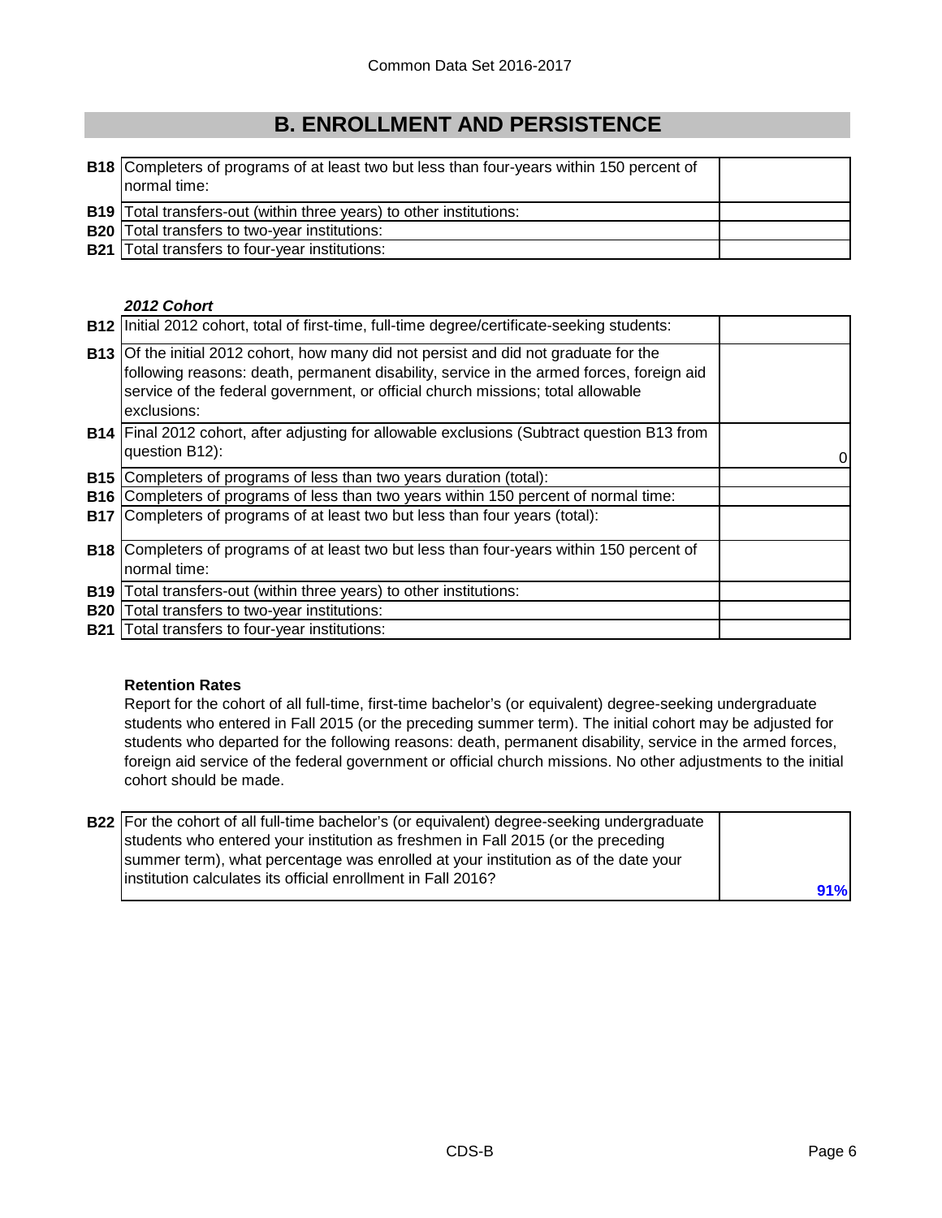# B. ENROLLMENT AND PERSISTENCE

| | | |
|---|---|---|
| **B18** | Completers of programs of at least two but less than four-years within 150 percent of normal time: | |
| **B19** | Total transfers-out (within three years) to other institutions: | |
| **B20** | Total transfers to two-year institutions: | |
| **B21** | Total transfers to four-year institutions: | |

***2012 Cohort***

| | | |
|---|---|---|
| **B12** | Initial 2012 cohort, total of first-time, full-time degree/certificate-seeking students: | |
| **B13** | Of the initial 2012 cohort, how many did not persist and did not graduate for the following reasons: death, permanent disability, service in the armed forces, foreign aid service of the federal government, or official church missions; total allowable exclusions: | |
| **B14** | Final 2012 cohort, after adjusting for allowable exclusions (Subtract question B13 from question B12): | 0 |
| **B15** | Completers of programs of less than two years duration (total): | |
| **B16** | Completers of programs of less than two years within 150 percent of normal time: | |
| **B17** | Completers of programs of at least two but less than four years (total): | |
| **B18** | Completers of programs of at least two but less than four-years within 150 percent of normal time: | |
| **B19** | Total transfers-out (within three years) to other institutions: | |
| **B20** | Total transfers to two-year institutions: | |
| **B21** | Total transfers to four-year institutions: | |

**Retention Rates**

Report for the cohort of all full-time, first-time bachelor's (or equivalent) degree-seeking undergraduate students who entered in Fall 2015 (or the preceding summer term). The initial cohort may be adjusted for students who departed for the following reasons: death, permanent disability, service in the armed forces, foreign aid service of the federal government or official church missions. No other adjustments to the initial cohort should be made.

| | | |
|---|---|---|
| **B22** | For the cohort of all full-time bachelor's (or equivalent) degree-seeking undergraduate students who entered your institution as freshmen in Fall 2015 (or the preceding summer term), what percentage was enrolled at your institution as of the date your institution calculates its official enrollment in Fall 2016? | **91%** |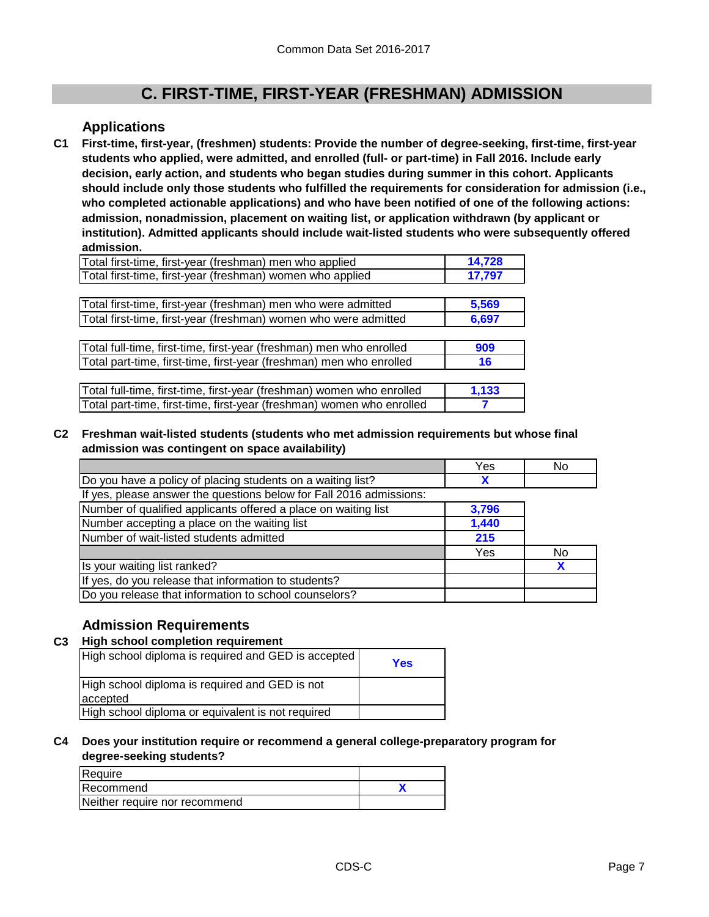## C. FIRST-TIME, FIRST-YEAR (FRESHMAN) ADMISSION

### Applications

**C1** **First-time, first-year, (freshmen) students: Provide the number of degree-seeking, first-time, first-year students who applied, were admitted, and enrolled (full- or part-time) in Fall 2016. Include early decision, early action, and students who began studies during summer in this cohort. Applicants should include only those students who fulfilled the requirements for consideration for admission (i.e., who completed actionable applications) and who have been notified of one of the following actions: admission, nonadmission, placement on waiting list, or application withdrawn (by applicant or institution). Admitted applicants should include wait-listed students who were subsequently offered admission.**

| | |
|---|---|
| Total first-time, first-year (freshman) men who applied | 14,728 |
| Total first-time, first-year (freshman) women who applied | 17,797 |
| | |
| Total first-time, first-year (freshman) men who were admitted | 5,569 |
| Total first-time, first-year (freshman) women who were admitted | 6,697 |
| | |
| Total full-time, first-time, first-year (freshman) men who enrolled | 909 |
| Total part-time, first-time, first-year (freshman) men who enrolled | 16 |
| | |
| Total full-time, first-time, first-year (freshman) women who enrolled | 1,133 |
| Total part-time, first-time, first-year (freshman) women who enrolled | 7 |

**C2** **Freshman wait-listed students (students who met admission requirements but whose final admission was contingent on space availability)**

| | Yes | No |
|---|---|---|
| Do you have a policy of placing students on a waiting list? | X | |
| If yes, please answer the questions below for Fall 2016 admissions: | | |
| Number of qualified applicants offered a place on waiting list | 3,796 | |
| Number accepting a place on the waiting list | 1,440 | |
| Number of wait-listed students admitted | 215 | |
| | Yes | No |
| Is your waiting list ranked? | | X |
| If yes, do you release that information to students? | | |
| Do you release that information to school counselors? | | |

### Admission Requirements

**C3** **High school completion requirement**

| | |
|---|---|
| High school diploma is required and GED is accepted | Yes |
| High school diploma is required and GED is not accepted | |
| High school diploma or equivalent is not required | |

**C4** **Does your institution require or recommend a general college-preparatory program for degree-seeking students?**

| | |
|---|---|
| Require | |
| Recommend | X |
| Neither require nor recommend | |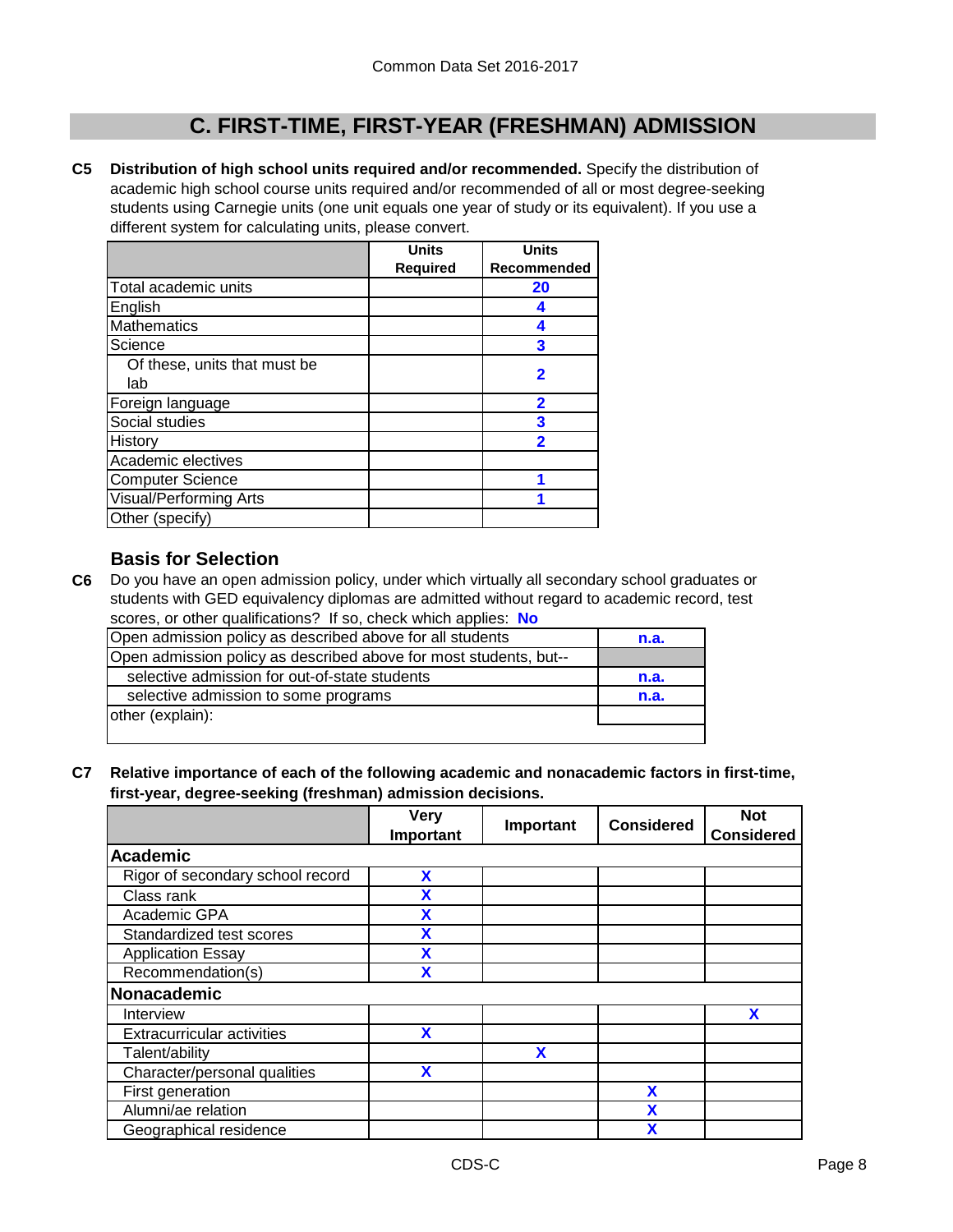## C. FIRST-TIME, FIRST-YEAR (FRESHMAN) ADMISSION

**C5** **Distribution of high school units required and/or recommended.** Specify the distribution of academic high school course units required and/or recommended of all or most degree-seeking students using Carnegie units (one unit equals one year of study or its equivalent). If you use a different system for calculating units, please convert.

| | Units Required | Units Recommended |
|---|---|---|
| Total academic units | | 20 |
| English | | 4 |
| Mathematics | | 4 |
| Science | | 3 |
| Of these, units that must be lab | | 2 |
| Foreign language | | 2 |
| Social studies | | 3 |
| History | | 2 |
| Academic electives | | |
| Computer Science | | 1 |
| Visual/Performing Arts | | 1 |
| Other (specify) | | |

### Basis for Selection

**C6** Do you have an open admission policy, under which virtually all secondary school graduates or students with GED equivalency diplomas are admitted without regard to academic record, test scores, or other qualifications? If so, check which applies: **No**

| | |
|---|---|
| Open admission policy as described above for all students | n.a. |
| Open admission policy as described above for most students, but-- | |
| selective admission for out-of-state students | n.a. |
| selective admission to some programs | n.a. |
| other (explain): | |

**C7** **Relative importance of each of the following academic and nonacademic factors in first-time, first-year, degree-seeking (freshman) admission decisions.**

| | Very Important | Important | Considered | Not Considered |
|---|---|---|---|---|
| **Academic** | | | | |
| Rigor of secondary school record | X | | | |
| Class rank | X | | | |
| Academic GPA | X | | | |
| Standardized test scores | X | | | |
| Application Essay | X | | | |
| Recommendation(s) | X | | | |
| **Nonacademic** | | | | |
| Interview | | | | X |
| Extracurricular activities | X | | | |
| Talent/ability | | X | | |
| Character/personal qualities | X | | | |
| First generation | | | X | |
| Alumni/ae relation | | | X | |
| Geographical residence | | | X | |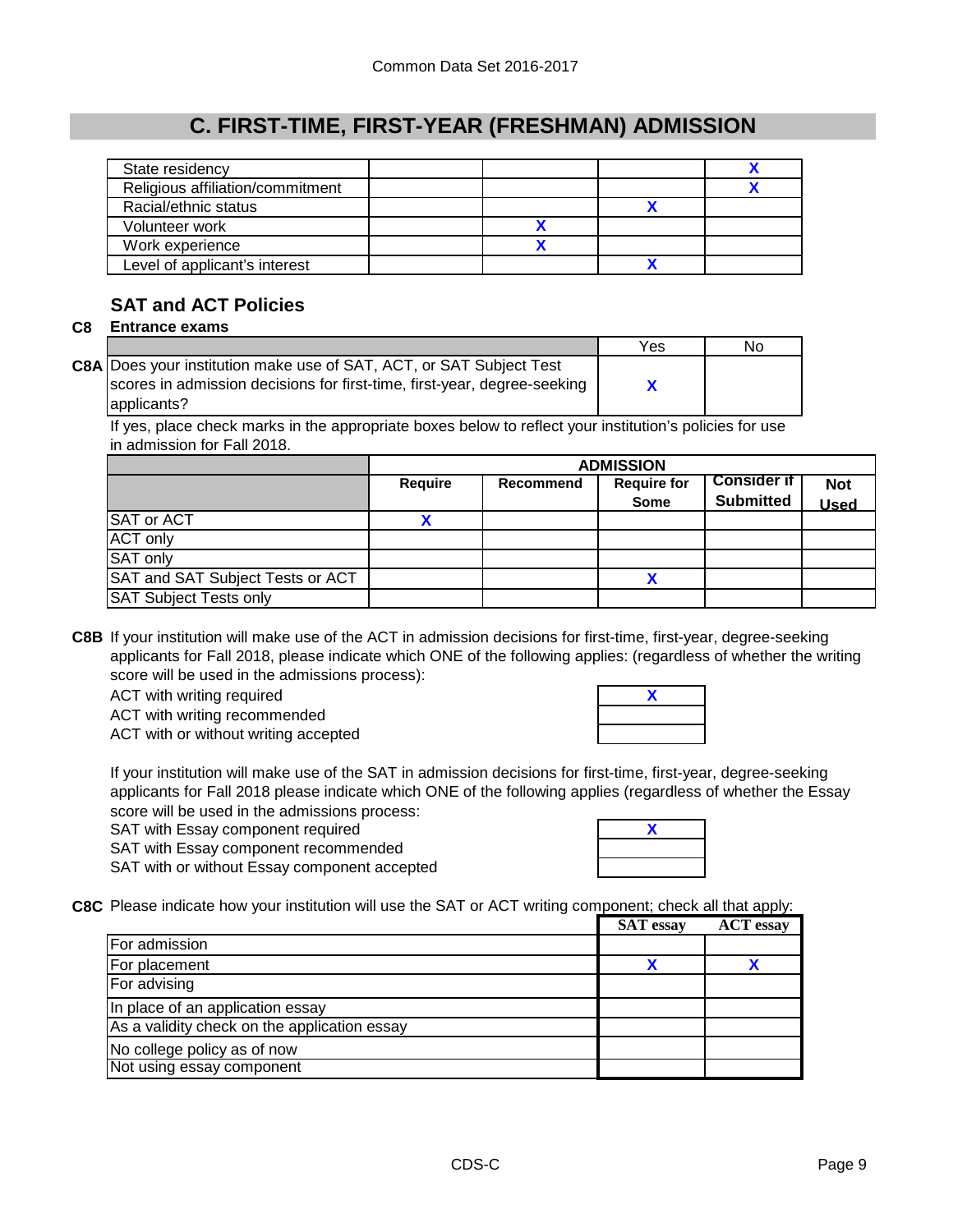## C. FIRST-TIME, FIRST-YEAR (FRESHMAN) ADMISSION

| | | | | |
|---|---|---|---|---|
| State residency | | | | X |
| Religious affiliation/commitment | | | | X |
| Racial/ethnic status | | | X | |
| Volunteer work | | X | | |
| Work experience | | X | | |
| Level of applicant's interest | | | X | |

### SAT and ACT Policies

**C8 Entrance exams**

| | Yes | No |
|---|---|---|
| **C8A** Does your institution make use of SAT, ACT, or SAT Subject Test scores in admission decisions for first-time, first-year, degree-seeking applicants? | X | |

If yes, place check marks in the appropriate boxes below to reflect your institution's policies for use in admission for Fall 2018.

| | ADMISSION | | | | |
|---|---|---|---|---|---|
| | **Require** | **Recommend** | **Require for Some** | **Consider if Submitted** | **Not Used** |
| SAT or ACT | X | | | | |
| ACT only | | | | | |
| SAT only | | | | | |
| SAT and SAT Subject Tests or ACT | | | X | | |
| SAT Subject Tests only | | | | | |

**C8B** If your institution will make use of the ACT in admission decisions for first-time, first-year, degree-seeking applicants for Fall 2018, please indicate which ONE of the following applies: (regardless of whether the writing score will be used in the admissions process):

| | |
|---|---|
| ACT with writing required | X |
| ACT with writing recommended | |
| ACT with or without writing accepted | |

If your institution will make use of the SAT in admission decisions for first-time, first-year, degree-seeking applicants for Fall 2018 please indicate which ONE of the following applies (regardless of whether the Essay score will be used in the admissions process:

| | |
|---|---|
| SAT with Essay component required | X |
| SAT with Essay component recommended | |
| SAT with or without Essay component accepted | |

**C8C** Please indicate how your institution will use the SAT or ACT writing component; check all that apply:

| | SAT essay | ACT essay |
|---|---|---|
| For admission | | |
| For placement | X | X |
| For advising | | |
| In place of an application essay | | |
| As a validity check on the application essay | | |
| No college policy as of now | | |
| Not using essay component | | |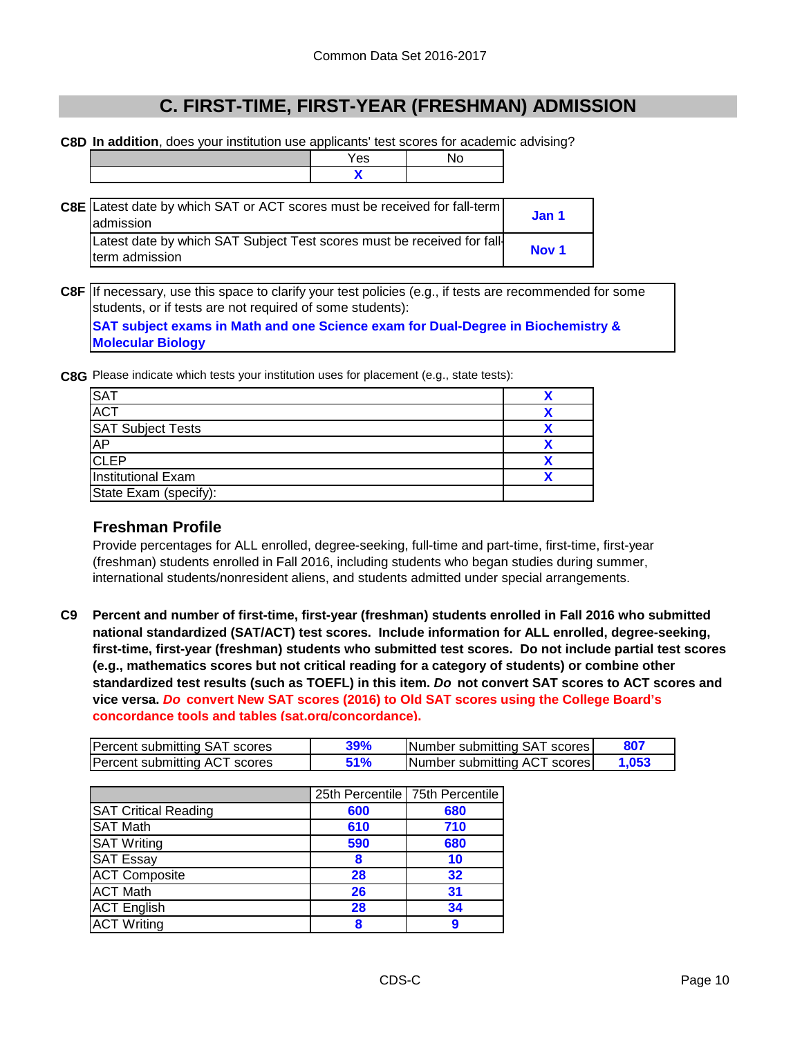## C. FIRST-TIME, FIRST-YEAR (FRESHMAN) ADMISSION

**C8D** **In addition**, does your institution use applicants' test scores for academic advising?

| | Yes | No |
|---|---|---|
| | X | |

**C8E**

| | |
|---|---|
| Latest date by which SAT or ACT scores must be received for fall-term admission | **Jan 1** |
| Latest date by which SAT Subject Test scores must be received for fall-term admission | **Nov 1** |

**C8F** If necessary, use this space to clarify your test policies (e.g., if tests are recommended for some students, or if tests are not required of some students):

**SAT subject exams in Math and one Science exam for Dual-Degree in Biochemistry & Molecular Biology**

**C8G** Please indicate which tests your institution uses for placement (e.g., state tests):

| Test | |
|---|---|
| SAT | X |
| ACT | X |
| SAT Subject Tests | X |
| AP | X |
| CLEP | X |
| Institutional Exam | X |
| State Exam (specify): | |

### Freshman Profile

Provide percentages for ALL enrolled, degree-seeking, full-time and part-time, first-time, first-year (freshman) students enrolled in Fall 2016, including students who began studies during summer, international students/nonresident aliens, and students admitted under special arrangements.

**C9** **Percent and number of first-time, first-year (freshman) students enrolled in Fall 2016 who submitted national standardized (SAT/ACT) test scores. Include information for ALL enrolled, degree-seeking, first-time, first-year (freshman) students who submitted test scores. Do not include partial test scores (e.g., mathematics scores but not critical reading for a category of students) or combine other standardized test results (such as TOEFL) in this item.** ***Do*** **not convert SAT scores to ACT scores and vice versa.** ***Do*** **convert New SAT scores (2016) to Old SAT scores using the College Board's concordance tools and tables (sat.org/concordance).**

| | | | |
|---|---|---|---|
| Percent submitting SAT scores | 39% | Number submitting SAT scores | 807 |
| Percent submitting ACT scores | 51% | Number submitting ACT scores | 1,053 |

| | 25th Percentile | 75th Percentile |
|---|---|---|
| SAT Critical Reading | 600 | 680 |
| SAT Math | 610 | 710 |
| SAT Writing | 590 | 680 |
| SAT Essay | 8 | 10 |
| ACT Composite | 28 | 32 |
| ACT Math | 26 | 31 |
| ACT English | 28 | 34 |
| ACT Writing | 8 | 9 |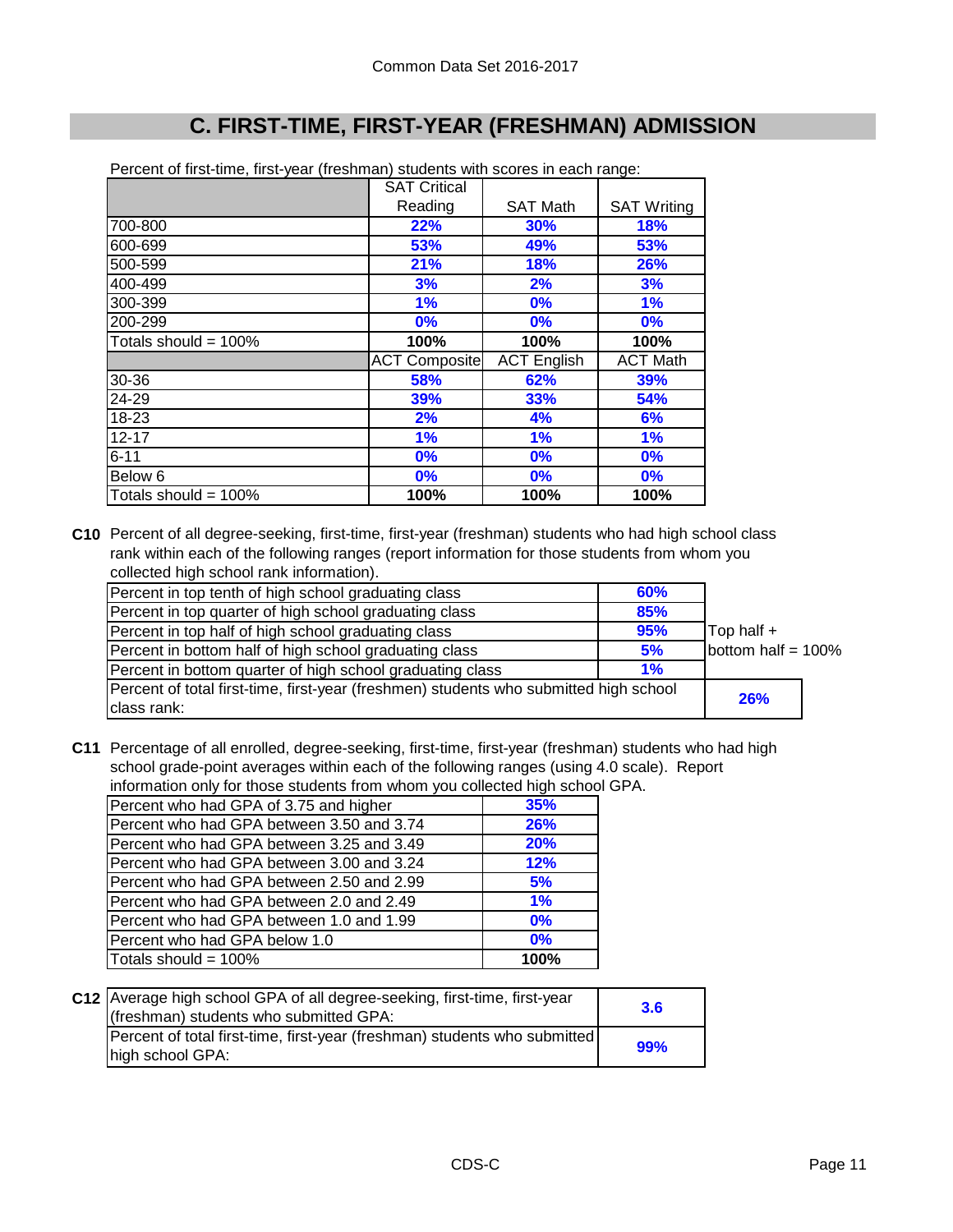# C. FIRST-TIME, FIRST-YEAR (FRESHMAN) ADMISSION

Percent of first-time, first-year (freshman) students with scores in each range:

| | SAT Critical Reading | SAT Math | SAT Writing |
|---|---|---|---|
| 700-800 | 22% | 30% | 18% |
| 600-699 | 53% | 49% | 53% |
| 500-599 | 21% | 18% | 26% |
| 400-499 | 3% | 2% | 3% |
| 300-399 | 1% | 0% | 1% |
| 200-299 | 0% | 0% | 0% |
| Totals should = 100% | 100% | 100% | 100% |
| | ACT Composite | ACT English | ACT Math |
| 30-36 | 58% | 62% | 39% |
| 24-29 | 39% | 33% | 54% |
| 18-23 | 2% | 4% | 6% |
| 12-17 | 1% | 1% | 1% |
| 6-11 | 0% | 0% | 0% |
| Below 6 | 0% | 0% | 0% |
| Totals should = 100% | 100% | 100% | 100% |

**C10** Percent of all degree-seeking, first-time, first-year (freshman) students who had high school class rank within each of the following ranges (report information for those students from whom you collected high school rank information).

| | | |
|---|---|---|
| Percent in top tenth of high school graduating class | 60% | |
| Percent in top quarter of high school graduating class | 85% | |
| Percent in top half of high school graduating class | 95% | Top half + |
| Percent in bottom half of high school graduating class | 5% | bottom half = 100% |
| Percent in bottom quarter of high school graduating class | 1% | |
| Percent of total first-time, first-year (freshmen) students who submitted high school class rank: | | 26% |

**C11** Percentage of all enrolled, degree-seeking, first-time, first-year (freshman) students who had high school grade-point averages within each of the following ranges (using 4.0 scale). Report information only for those students from whom you collected high school GPA.

| | |
|---|---|
| Percent who had GPA of 3.75 and higher | 35% |
| Percent who had GPA between 3.50 and 3.74 | 26% |
| Percent who had GPA between 3.25 and 3.49 | 20% |
| Percent who had GPA between 3.00 and 3.24 | 12% |
| Percent who had GPA between 2.50 and 2.99 | 5% |
| Percent who had GPA between 2.0 and 2.49 | 1% |
| Percent who had GPA between 1.0 and 1.99 | 0% |
| Percent who had GPA below 1.0 | 0% |
| Totals should = 100% | 100% |

**C12**

| | |
|---|---|
| Average high school GPA of all degree-seeking, first-time, first-year (freshman) students who submitted GPA: | 3.6 |
| Percent of total first-time, first-year (freshman) students who submitted high school GPA: | 99% |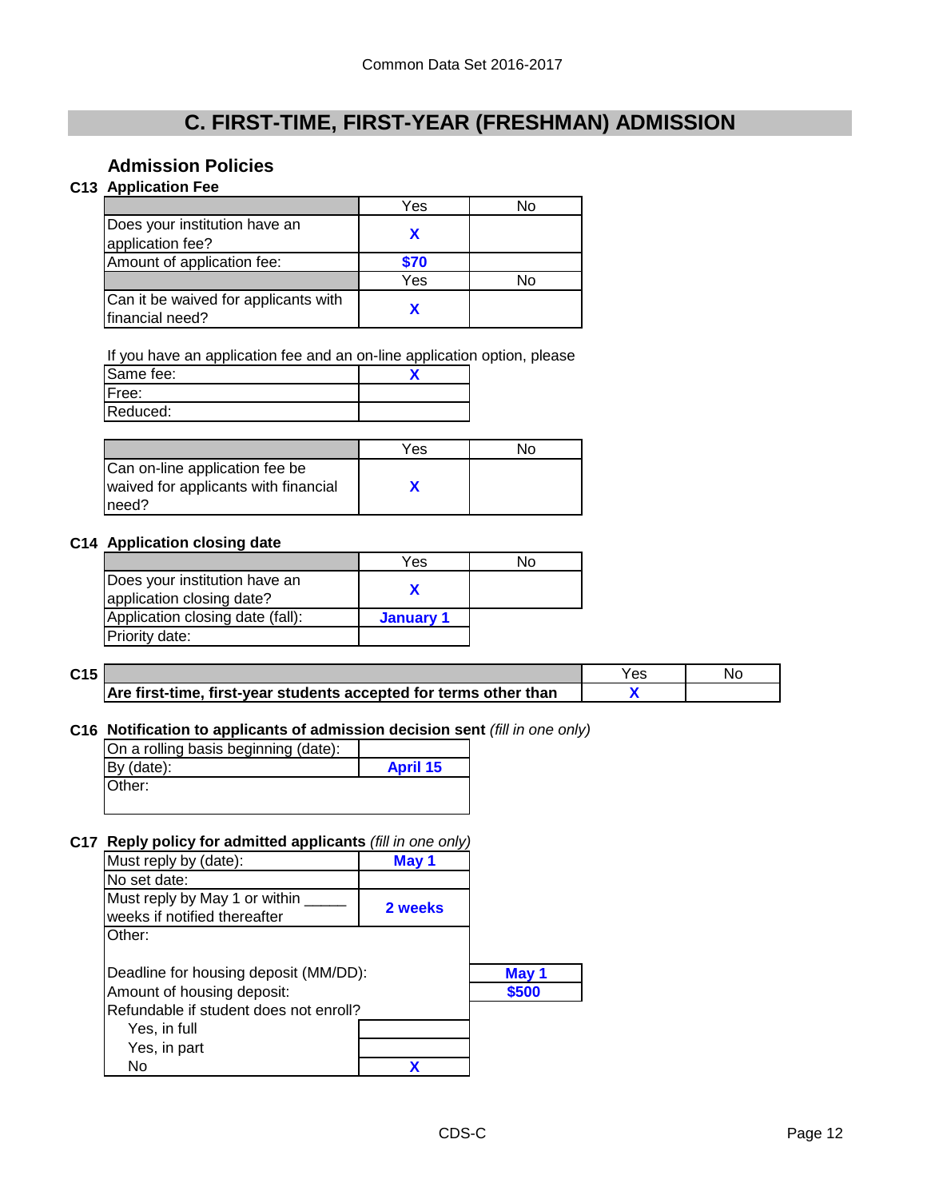# C. FIRST-TIME, FIRST-YEAR (FRESHMAN) ADMISSION

## Admission Policies

### C13 Application Fee

| | Yes | No |
|---|---|---|
| Does your institution have an application fee? | X | |
| Amount of application fee: | $70 | |
| | Yes | No |
| Can it be waived for applicants with financial need? | X | |

If you have an application fee and an on-line application option, please

| | |
|---|---|
| Same fee: | X |
| Free: | |
| Reduced: | |

| | Yes | No |
|---|---|---|
| Can on-line application fee be waived for applicants with financial need? | X | |

### C14 Application closing date

| | Yes | No |
|---|---|---|
| Does your institution have an application closing date? | X | |
| Application closing date (fall): | January 1 | |
| Priority date: | | |

### C15

| | Yes | No |
|---|---|---|
| **Are first-time, first-year students accepted for terms other than** | X | |

### C16 Notification to applicants of admission decision sent *(fill in one only)*

| | |
|---|---|
| On a rolling basis beginning (date): | |
| By (date): | April 15 |
| Other: | |

### C17 Reply policy for admitted applicants *(fill in one only)*

| | |
|---|---|
| Must reply by (date): | May 1 |
| No set date: | |
| Must reply by May 1 or within _____ weeks if notified thereafter | 2 weeks |
| Other: | |

| | |
|---|---|
| Deadline for housing deposit (MM/DD): | May 1 |
| Amount of housing deposit: | $500 |

Refundable if student does not enroll?

| | |
|---|---|
| Yes, in full | |
| Yes, in part | |
| No | X |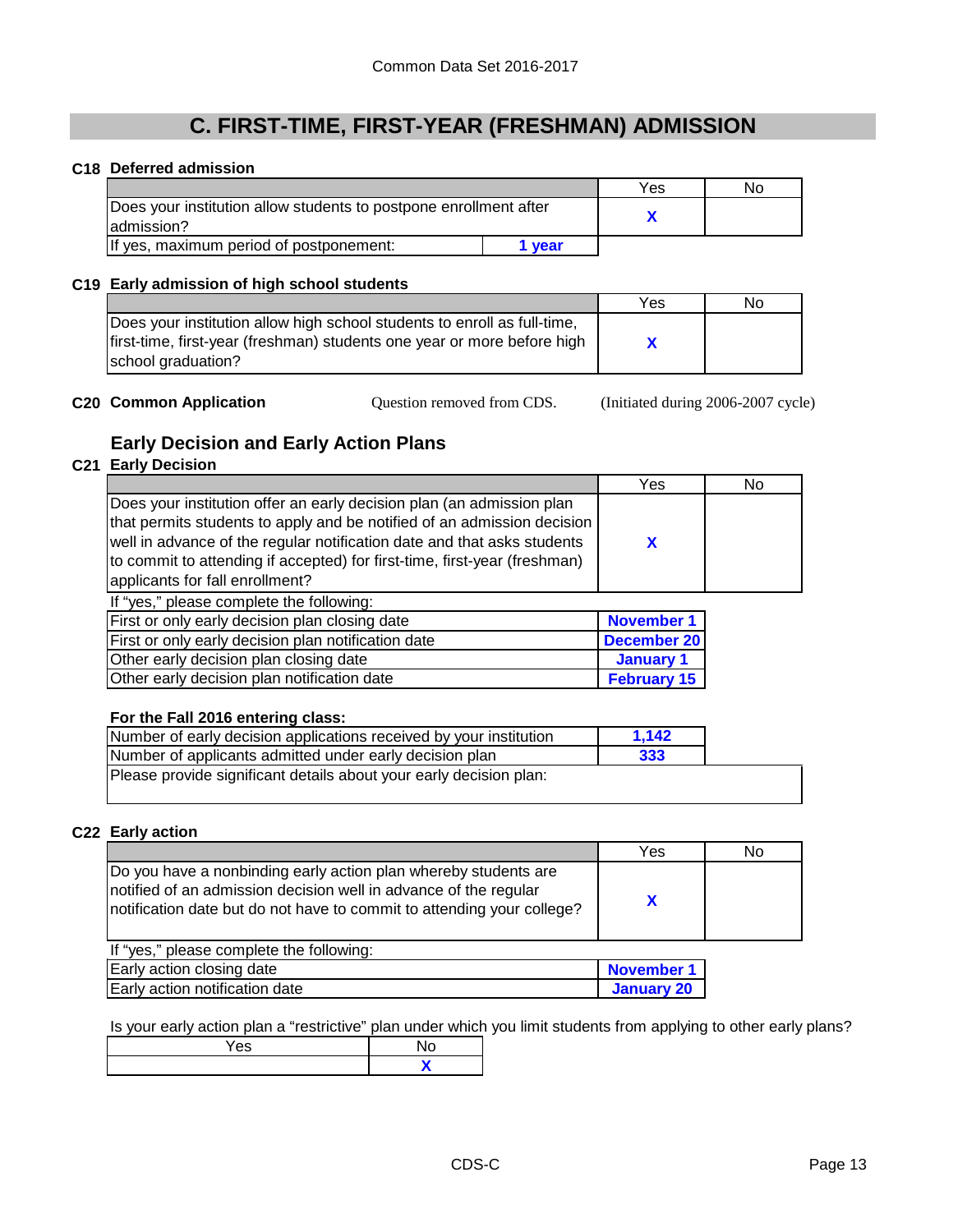Common Data Set 2016-2017

# C. FIRST-TIME, FIRST-YEAR (FRESHMAN) ADMISSION

**C18 Deferred admission**

| | Yes | No |
|---|---|---|
| Does your institution allow students to postpone enrollment after admission? | X | |
| If yes, maximum period of postponement: 1 year | | |

**C19 Early admission of high school students**

| | Yes | No |
|---|---|---|
| Does your institution allow high school students to enroll as full-time, first-time, first-year (freshman) students one year or more before high school graduation? | X | |

**C20 Common Application** Question removed from CDS. (Initiated during 2006-2007 cycle)

## Early Decision and Early Action Plans

**C21 Early Decision**

| | Yes | No |
|---|---|---|
| Does your institution offer an early decision plan (an admission plan that permits students to apply and be notified of an admission decision well in advance of the regular notification date and that asks students to commit to attending if accepted) for first-time, first-year (freshman) applicants for fall enrollment? | X | |

If "yes," please complete the following:

| | |
|---|---|
| First or only early decision plan closing date | November 1 |
| First or only early decision plan notification date | December 20 |
| Other early decision plan closing date | January 1 |
| Other early decision plan notification date | February 15 |

**For the Fall 2016 entering class:**

| | |
|---|---|
| Number of early decision applications received by your institution | 1,142 |
| Number of applicants admitted under early decision plan | 333 |
| Please provide significant details about your early decision plan: | |

**C22 Early action**

| | Yes | No |
|---|---|---|
| Do you have a nonbinding early action plan whereby students are notified of an admission decision well in advance of the regular notification date but do not have to commit to attending your college? | X | |

If "yes," please complete the following:

| | |
|---|---|
| Early action closing date | November 1 |
| Early action notification date | January 20 |

Is your early action plan a "restrictive" plan under which you limit students from applying to other early plans?

| Yes | No |
|---|---|
| | X |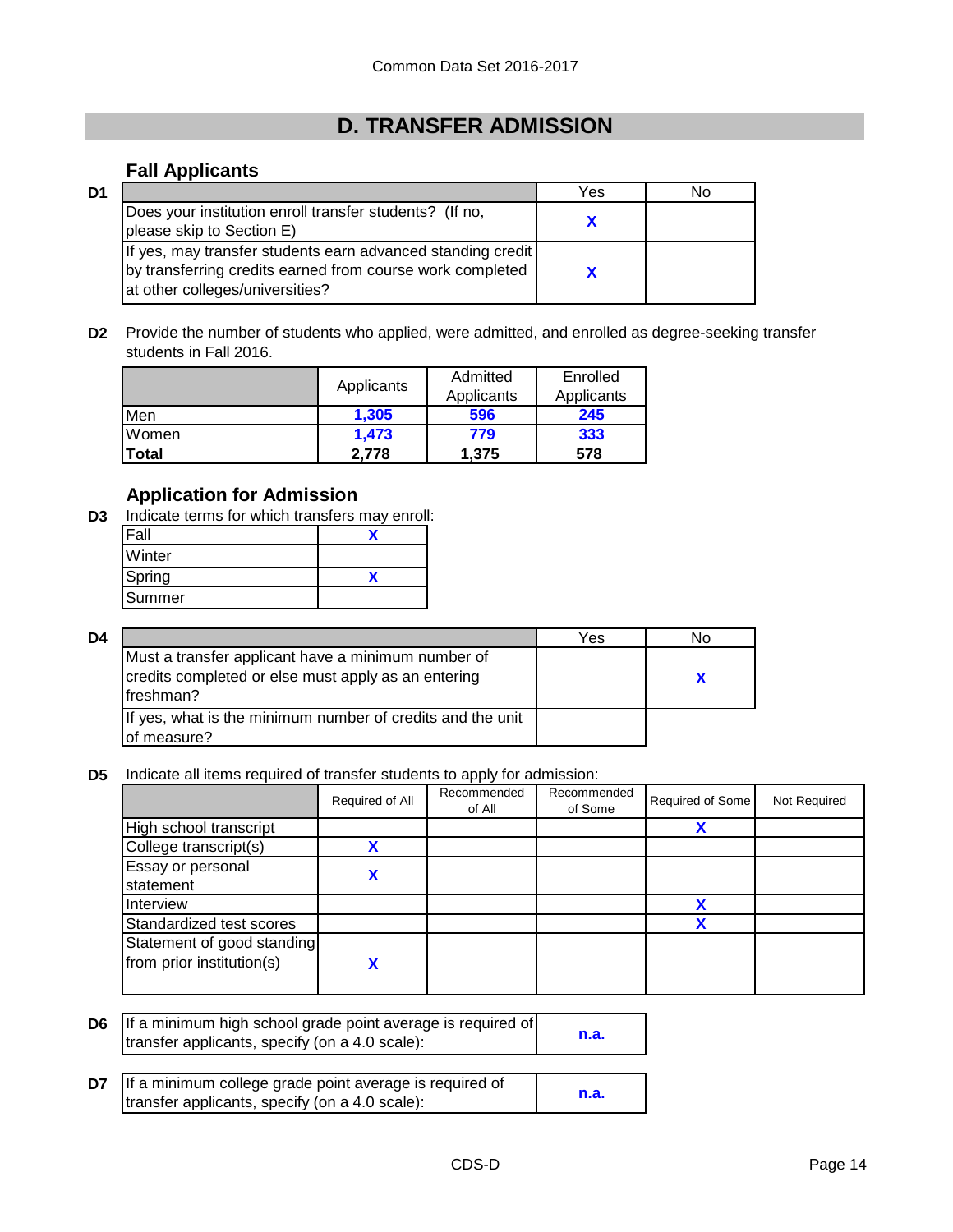# D. TRANSFER ADMISSION

## Fall Applicants

**D1**

| | Yes | No |
|---|---|---|
| Does your institution enroll transfer students? (If no, please skip to Section E) | X | |
| If yes, may transfer students earn advanced standing credit by transferring credits earned from course work completed at other colleges/universities? | X | |

**D2** Provide the number of students who applied, were admitted, and enrolled as degree-seeking transfer students in Fall 2016.

| | Applicants | Admitted Applicants | Enrolled Applicants |
|---|---|---|---|
| Men | 1,305 | 596 | 245 |
| Women | 1,473 | 779 | 333 |
| **Total** | 2,778 | 1,375 | 578 |

## Application for Admission

**D3** Indicate terms for which transfers may enroll:

| | |
|---|---|
| Fall | X |
| Winter | |
| Spring | X |
| Summer | |

**D4**

| | Yes | No |
|---|---|---|
| Must a transfer applicant have a minimum number of credits completed or else must apply as an entering freshman? | | X |
| If yes, what is the minimum number of credits and the unit of measure? | | |

**D5** Indicate all items required of transfer students to apply for admission:

| | Required of All | Recommended of All | Recommended of Some | Required of Some | Not Required |
|---|---|---|---|---|---|
| High school transcript | | | | X | |
| College transcript(s) | X | | | | |
| Essay or personal statement | X | | | | |
| Interview | | | | X | |
| Standardized test scores | | | | X | |
| Statement of good standing from prior institution(s) | X | | | | |

**D6**

| | |
|---|---|
| If a minimum high school grade point average is required of transfer applicants, specify (on a 4.0 scale): | n.a. |

**D7**

| | |
|---|---|
| If a minimum college grade point average is required of transfer applicants, specify (on a 4.0 scale): | n.a. |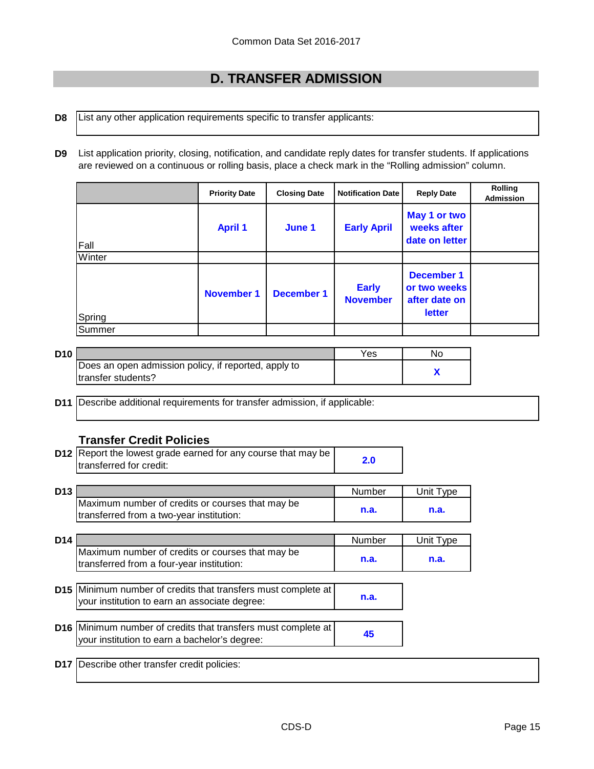## D. TRANSFER ADMISSION

**D8** List any other application requirements specific to transfer applicants:

**D9** List application priority, closing, notification, and candidate reply dates for transfer students. If applications are reviewed on a continuous or rolling basis, place a check mark in the "Rolling admission" column.

| | Priority Date | Closing Date | Notification Date | Reply Date | Rolling Admission |
|---|---|---|---|---|---|
| Fall | April 1 | June 1 | Early April | May 1 or two weeks after date on letter | |
| Winter | | | | | |
| Spring | November 1 | December 1 | Early November | December 1 or two weeks after date on letter | |
| Summer | | | | | |

**D10**

| | Yes | No |
|---|---|---|
| Does an open admission policy, if reported, apply to transfer students? | | X |

**D11** Describe additional requirements for transfer admission, if applicable:

### Transfer Credit Policies

**D12**

| | |
|---|---|
| Report the lowest grade earned for any course that may be transferred for credit: | 2.0 |

**D13**

| | Number | Unit Type |
|---|---|---|
| Maximum number of credits or courses that may be transferred from a two-year institution: | n.a. | n.a. |

**D14**

| | Number | Unit Type |
|---|---|---|
| Maximum number of credits or courses that may be transferred from a four-year institution: | n.a. | n.a. |

**D15**

| | |
|---|---|
| Minimum number of credits that transfers must complete at your institution to earn an associate degree: | n.a. |

**D16**

| | |
|---|---|
| Minimum number of credits that transfers must complete at your institution to earn a bachelor's degree: | 45 |

**D17** Describe other transfer credit policies: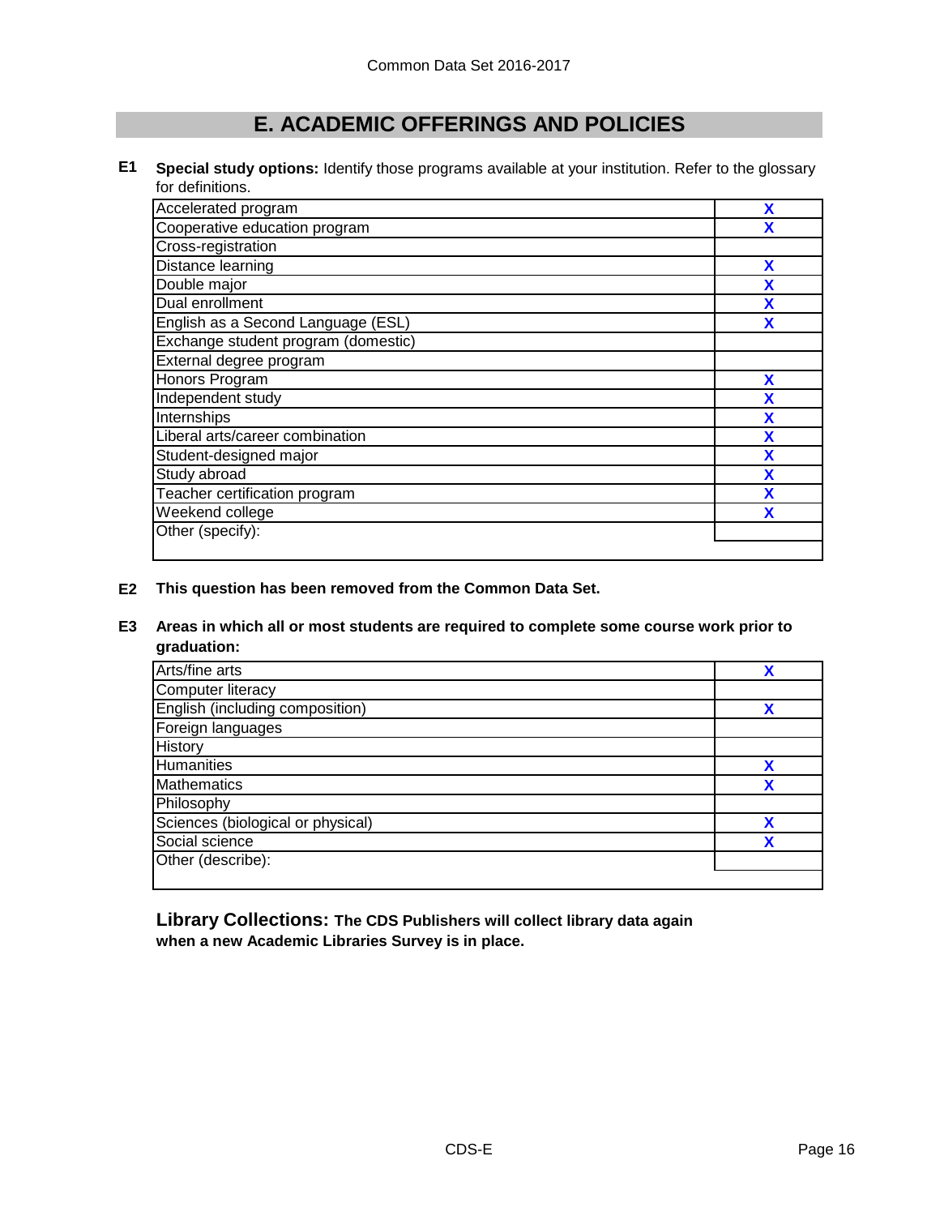## E. ACADEMIC OFFERINGS AND POLICIES

**E1 Special study options:** Identify those programs available at your institution. Refer to the glossary for definitions.

| Program | |
|---|---|
| Accelerated program | X |
| Cooperative education program | X |
| Cross-registration | |
| Distance learning | X |
| Double major | X |
| Dual enrollment | X |
| English as a Second Language (ESL) | X |
| Exchange student program (domestic) | |
| External degree program | |
| Honors Program | X |
| Independent study | X |
| Internships | X |
| Liberal arts/career combination | X |
| Student-designed major | X |
| Study abroad | X |
| Teacher certification program | X |
| Weekend college | X |
| Other (specify): | |

**E2 This question has been removed from the Common Data Set.**

**E3 Areas in which all or most students are required to complete some course work prior to graduation:**

| Area | |
|---|---|
| Arts/fine arts | X |
| Computer literacy | |
| English (including composition) | X |
| Foreign languages | |
| History | |
| Humanities | X |
| Mathematics | X |
| Philosophy | |
| Sciences (biological or physical) | X |
| Social science | X |
| Other (describe): | |

**Library Collections: The CDS Publishers will collect library data again when a new Academic Libraries Survey is in place.**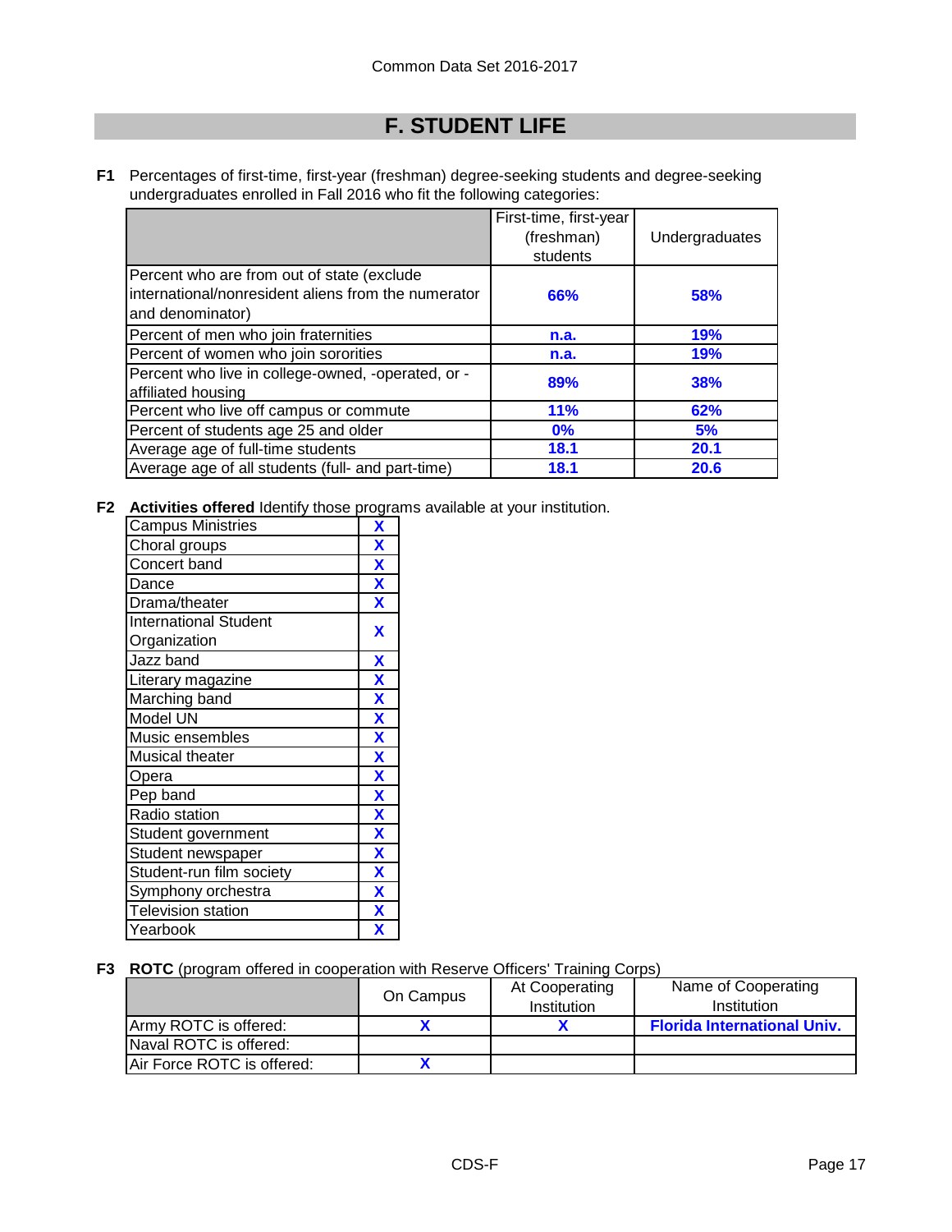Common Data Set 2016-2017

# F. STUDENT LIFE

**F1** Percentages of first-time, first-year (freshman) degree-seeking students and degree-seeking undergraduates enrolled in Fall 2016 who fit the following categories:

| | First-time, first-year (freshman) students | Undergraduates |
|---|---|---|
| Percent who are from out of state (exclude international/nonresident aliens from the numerator and denominator) | **66%** | **58%** |
| Percent of men who join fraternities | **n.a.** | **19%** |
| Percent of women who join sororities | **n.a.** | **19%** |
| Percent who live in college-owned, -operated, or -affiliated housing | **89%** | **38%** |
| Percent who live off campus or commute | **11%** | **62%** |
| Percent of students age 25 and older | **0%** | **5%** |
| Average age of full-time students | **18.1** | **20.1** |
| Average age of all students (full- and part-time) | **18.1** | **20.6** |

**F2** **Activities offered** Identify those programs available at your institution.

| Activity | |
|---|---|
| Campus Ministries | **X** |
| Choral groups | **X** |
| Concert band | **X** |
| Dance | **X** |
| Drama/theater | **X** |
| International Student Organization | **X** |
| Jazz band | **X** |
| Literary magazine | **X** |
| Marching band | **X** |
| Model UN | **X** |
| Music ensembles | **X** |
| Musical theater | **X** |
| Opera | **X** |
| Pep band | **X** |
| Radio station | **X** |
| Student government | **X** |
| Student newspaper | **X** |
| Student-run film society | **X** |
| Symphony orchestra | **X** |
| Television station | **X** |
| Yearbook | **X** |

**F3** **ROTC** (program offered in cooperation with Reserve Officers' Training Corps)

| | On Campus | At Cooperating Institution | Name of Cooperating Institution |
|---|---|---|---|
| Army ROTC is offered: | **X** | **X** | **Florida International Univ.** |
| Naval ROTC is offered: | | | |
| Air Force ROTC is offered: | **X** | | |

CDS-F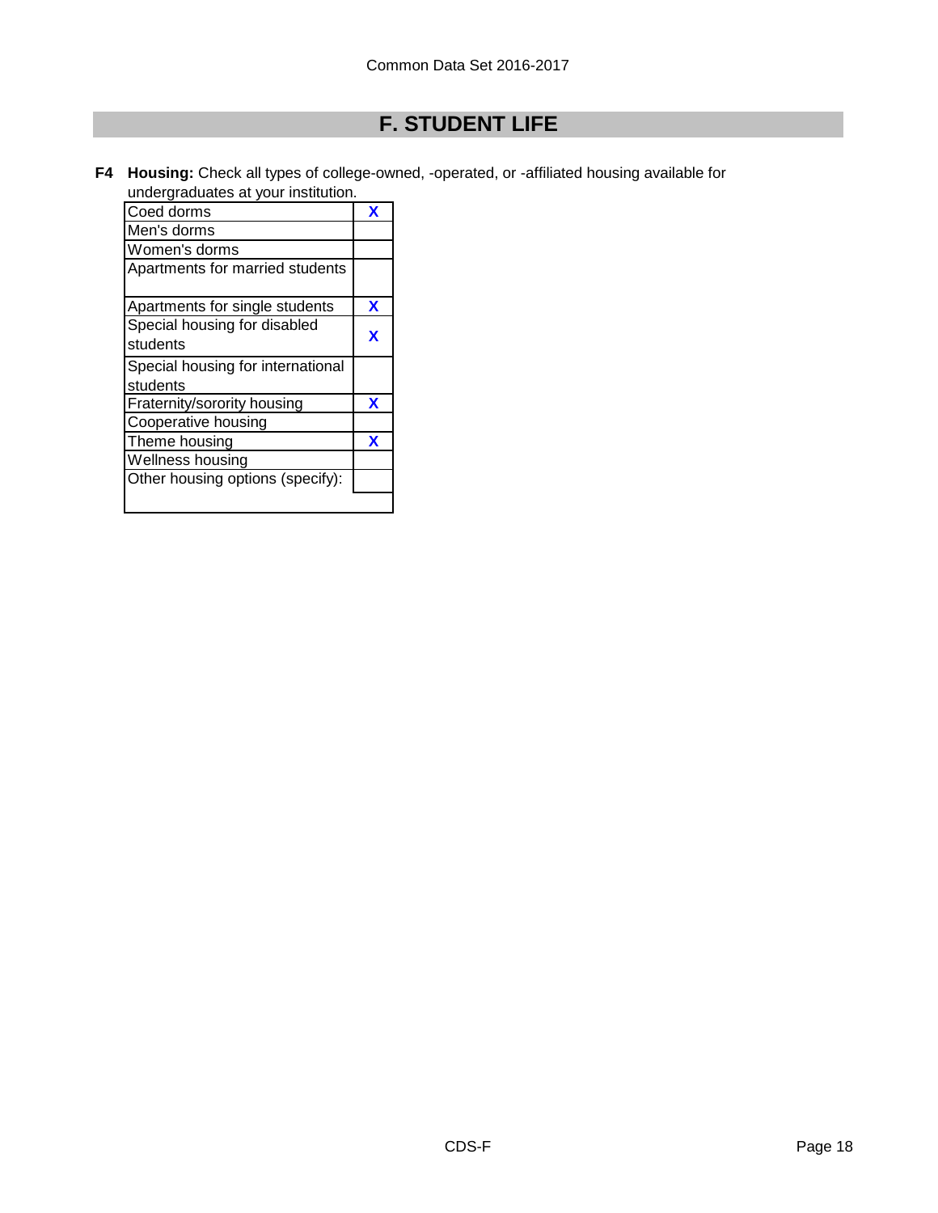# F. STUDENT LIFE

**F4** **Housing:** Check all types of college-owned, -operated, or -affiliated housing available for undergraduates at your institution.

| | |
|---|---|
| Coed dorms | X |
| Men's dorms | |
| Women's dorms | |
| Apartments for married students | |
| Apartments for single students | X |
| Special housing for disabled students | X |
| Special housing for international students | |
| Fraternity/sorority housing | X |
| Cooperative housing | |
| Theme housing | X |
| Wellness housing | |
| Other housing options (specify): | |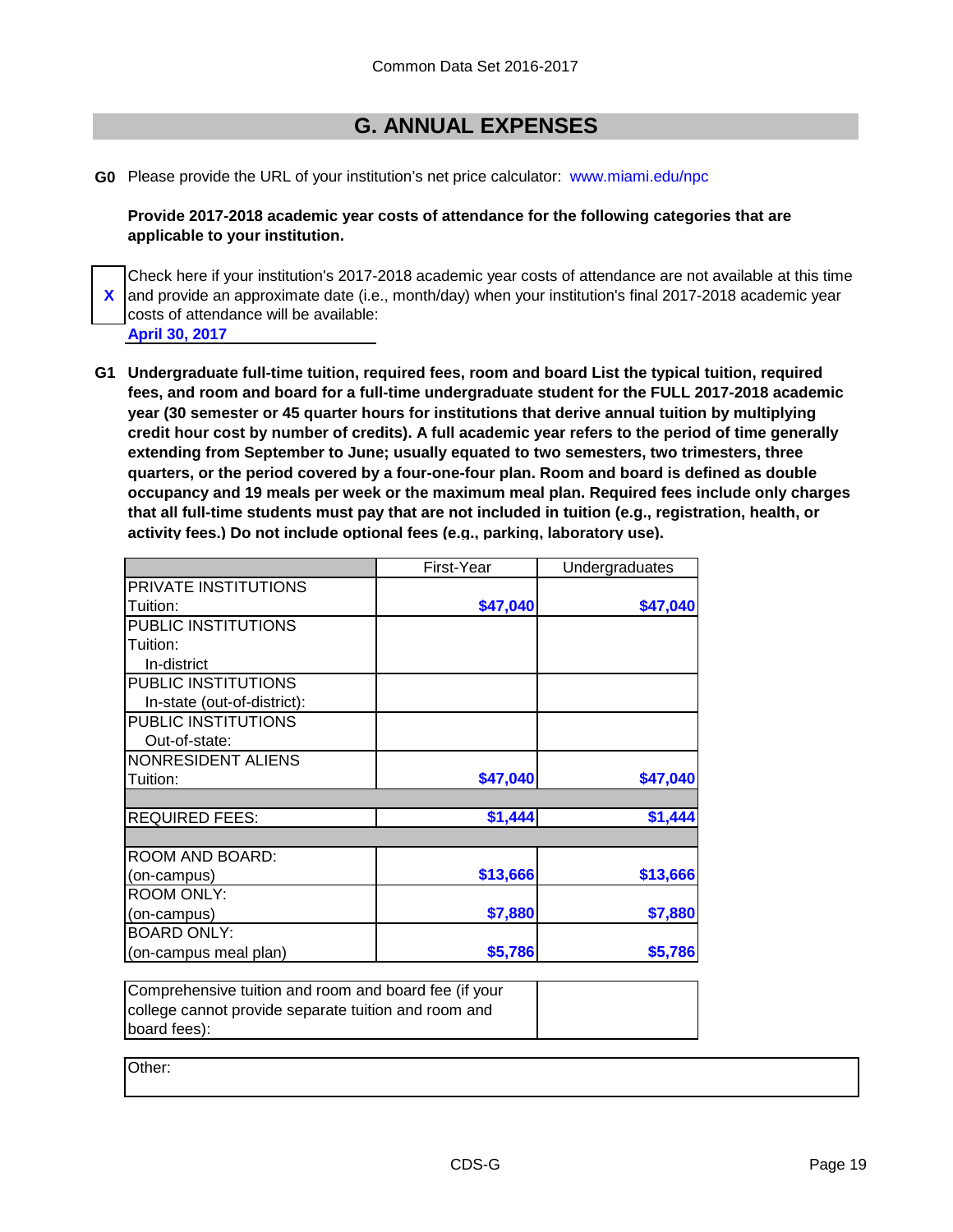## G. ANNUAL EXPENSES

**G0** Please provide the URL of your institution's net price calculator: www.miami.edu/npc

**Provide 2017-2018 academic year costs of attendance for the following categories that are applicable to your institution.**

X Check here if your institution's 2017-2018 academic year costs of attendance are not available at this time and provide an approximate date (i.e., month/day) when your institution's final 2017-2018 academic year costs of attendance will be available:

**April 30, 2017**

**G1 Undergraduate full-time tuition, required fees, room and board List the typical tuition, required fees, and room and board for a full-time undergraduate student for the FULL 2017-2018 academic year (30 semester or 45 quarter hours for institutions that derive annual tuition by multiplying credit hour cost by number of credits). A full academic year refers to the period of time generally extending from September to June; usually equated to two semesters, two trimesters, three quarters, or the period covered by a four-one-four plan. Room and board is defined as double occupancy and 19 meals per week or the maximum meal plan. Required fees include only charges that all full-time students must pay that are not included in tuition (e.g., registration, health, or activity fees.) Do not include optional fees (e.g., parking, laboratory use).**

| | First-Year | Undergraduates |
|---|---|---|
| PRIVATE INSTITUTIONS Tuition: | $47,040 | $47,040 |
| PUBLIC INSTITUTIONS Tuition: In-district | | |
| PUBLIC INSTITUTIONS In-state (out-of-district): | | |
| PUBLIC INSTITUTIONS Out-of-state: | | |
| NONRESIDENT ALIENS Tuition: | $47,040 | $47,040 |
| REQUIRED FEES: | $1,444 | $1,444 |
| ROOM AND BOARD: (on-campus) | $13,666 | $13,666 |
| ROOM ONLY: (on-campus) | $7,880 | $7,880 |
| BOARD ONLY: (on-campus meal plan) | $5,786 | $5,786 |

| Comprehensive tuition and room and board fee (if your college cannot provide separate tuition and room and board fees): | |
|---|---|

Other: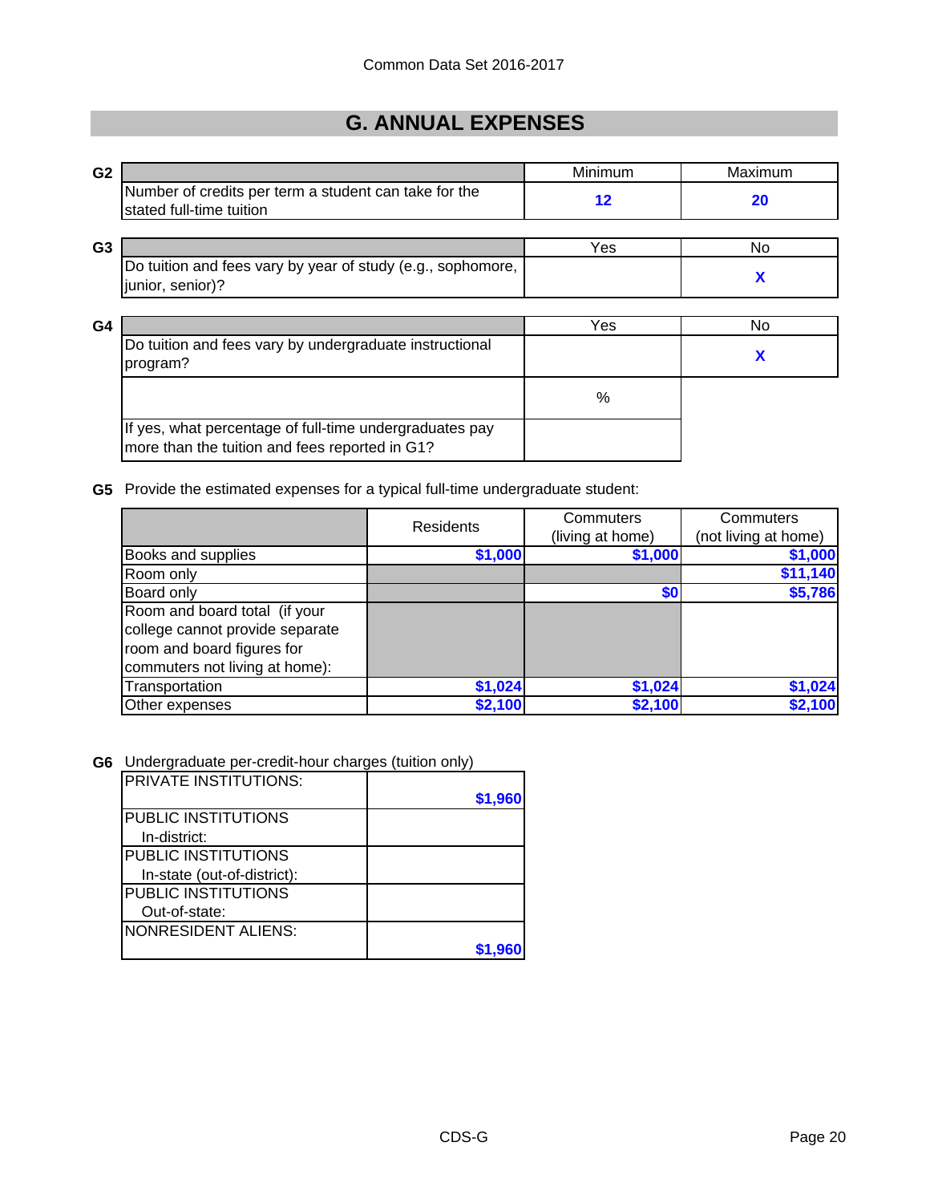Common Data Set 2016-2017

## G. ANNUAL EXPENSES

**G2**

| | Minimum | Maximum |
|---|---|---|
| Number of credits per term a student can take for the stated full-time tuition | 12 | 20 |

**G3**

| | Yes | No |
|---|---|---|
| Do tuition and fees vary by year of study (e.g., sophomore, junior, senior)? | | X |

**G4**

| | Yes | No |
|---|---|---|
| Do tuition and fees vary by undergraduate instructional program? | | X |
| | % | |
| If yes, what percentage of full-time undergraduates pay more than the tuition and fees reported in G1? | | |

**G5** Provide the estimated expenses for a typical full-time undergraduate student:

| | Residents | Commuters (living at home) | Commuters (not living at home) |
|---|---|---|---|
| Books and supplies | $1,000 | $1,000 | $1,000 |
| Room only | | | $11,140 |
| Board only | | $0 | $5,786 |
| Room and board total (if your college cannot provide separate room and board figures for commuters not living at home): | | | |
| Transportation | $1,024 | $1,024 | $1,024 |
| Other expenses | $2,100 | $2,100 | $2,100 |

**G6** Undergraduate per-credit-hour charges (tuition only)

| | |
|---|---|
| PRIVATE INSTITUTIONS: | $1,960 |
| PUBLIC INSTITUTIONS In-district: | |
| PUBLIC INSTITUTIONS In-state (out-of-district): | |
| PUBLIC INSTITUTIONS Out-of-state: | |
| NONRESIDENT ALIENS: | $1,960 |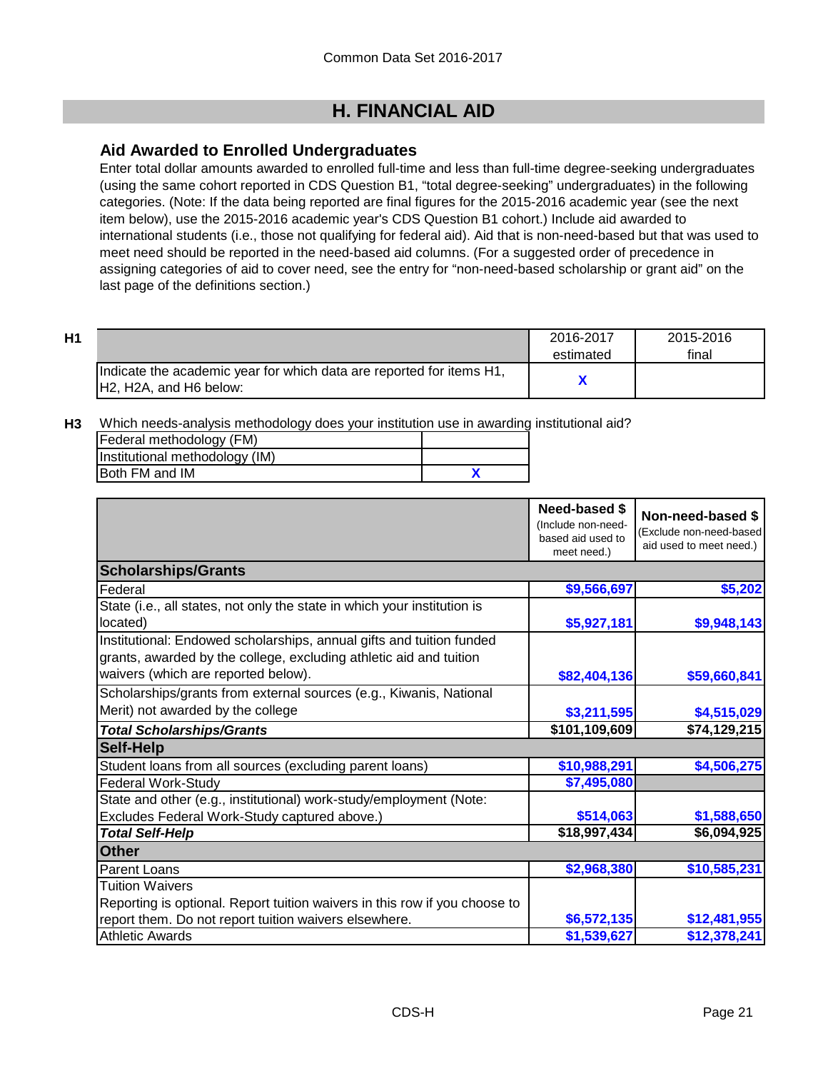Common Data Set 2016-2017

# H. FINANCIAL AID

## Aid Awarded to Enrolled Undergraduates

Enter total dollar amounts awarded to enrolled full-time and less than full-time degree-seeking undergraduates (using the same cohort reported in CDS Question B1, "total degree-seeking" undergraduates) in the following categories. (Note: If the data being reported are final figures for the 2015-2016 academic year (see the next item below), use the 2015-2016 academic year's CDS Question B1 cohort.) Include aid awarded to international students (i.e., those not qualifying for federal aid). Aid that is non-need-based but that was used to meet need should be reported in the need-based aid columns. (For a suggested order of precedence in assigning categories of aid to cover need, see the entry for "non-need-based scholarship or grant aid" on the last page of the definitions section.)

**H1**

| | 2016-2017 estimated | 2015-2016 final |
|---|---|---|
| Indicate the academic year for which data are reported for items H1, H2, H2A, and H6 below: | X | |

**H3** Which needs-analysis methodology does your institution use in awarding institutional aid?

| | |
|---|---|
| Federal methodology (FM) | |
| Institutional methodology (IM) | |
| Both FM and IM | X |

| | Need-based $ (Include non-need-based aid used to meet need.) | Non-need-based $ (Exclude non-need-based aid used to meet need.) |
|---|---|---|
| **Scholarships/Grants** | | |
| Federal | $9,566,697 | $5,202 |
| State (i.e., all states, not only the state in which your institution is located) | $5,927,181 | $9,948,143 |
| Institutional: Endowed scholarships, annual gifts and tuition funded grants, awarded by the college, excluding athletic aid and tuition waivers (which are reported below). | $82,404,136 | $59,660,841 |
| Scholarships/grants from external sources (e.g., Kiwanis, National Merit) not awarded by the college | $3,211,595 | $4,515,029 |
| ***Total Scholarships/Grants*** | $101,109,609 | $74,129,215 |
| **Self-Help** | | |
| Student loans from all sources (excluding parent loans) | $10,988,291 | $4,506,275 |
| Federal Work-Study | $7,495,080 | |
| State and other (e.g., institutional) work-study/employment (Note: Excludes Federal Work-Study captured above.) | $514,063 | $1,588,650 |
| ***Total Self-Help*** | $18,997,434 | $6,094,925 |
| **Other** | | |
| Parent Loans | $2,968,380 | $10,585,231 |
| Tuition Waivers<br>Reporting is optional. Report tuition waivers in this row if you choose to report them. Do not report tuition waivers elsewhere. | $6,572,135 | $12,481,955 |
| Athletic Awards | $1,539,627 | $12,378,241 |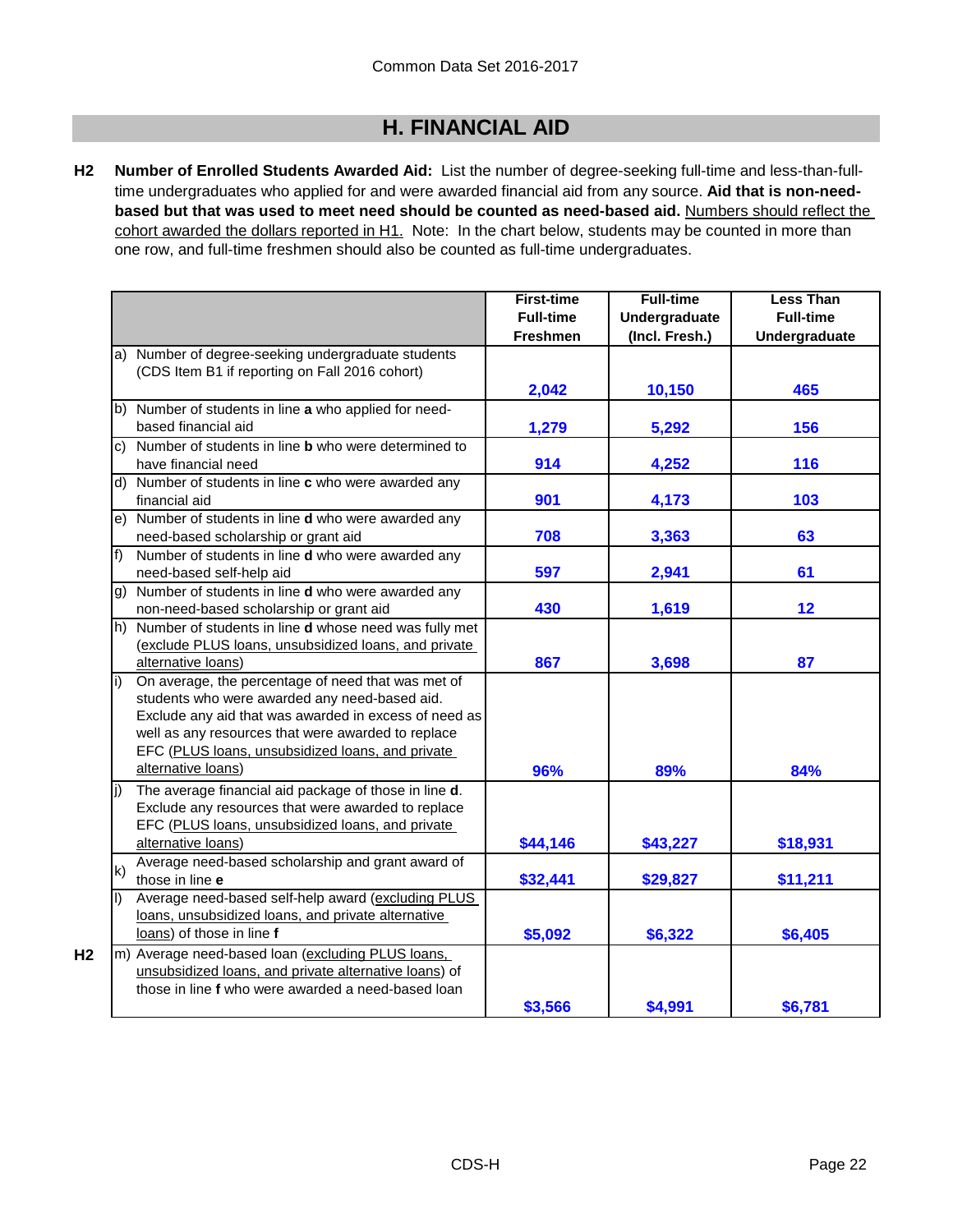## H. FINANCIAL AID

**H2** **Number of Enrolled Students Awarded Aid:** List the number of degree-seeking full-time and less-than-full-time undergraduates who applied for and were awarded financial aid from any source. **Aid that is non-need-based but that was used to meet need should be counted as need-based aid.** Numbers should reflect the cohort awarded the dollars reported in H1. Note: In the chart below, students may be counted in more than one row, and full-time freshmen should also be counted as full-time undergraduates.

| | First-time Full-time Freshmen | Full-time Undergraduate (Incl. Fresh.) | Less Than Full-time Undergraduate |
|---|---|---|---|
| a) Number of degree-seeking undergraduate students (CDS Item B1 if reporting on Fall 2016 cohort) | 2,042 | 10,150 | 465 |
| b) Number of students in line **a** who applied for need-based financial aid | 1,279 | 5,292 | 156 |
| c) Number of students in line **b** who were determined to have financial need | 914 | 4,252 | 116 |
| d) Number of students in line **c** who were awarded any financial aid | 901 | 4,173 | 103 |
| e) Number of students in line **d** who were awarded any need-based scholarship or grant aid | 708 | 3,363 | 63 |
| f) Number of students in line **d** who were awarded any need-based self-help aid | 597 | 2,941 | 61 |
| g) Number of students in line **d** who were awarded any non-need-based scholarship or grant aid | 430 | 1,619 | 12 |
| h) Number of students in line **d** whose need was fully met (exclude PLUS loans, unsubsidized loans, and private alternative loans) | 867 | 3,698 | 87 |
| i) On average, the percentage of need that was met of students who were awarded any need-based aid. Exclude any aid that was awarded in excess of need as well as any resources that were awarded to replace EFC (PLUS loans, unsubsidized loans, and private alternative loans) | 96% | 89% | 84% |
| j) The average financial aid package of those in line **d**. Exclude any resources that were awarded to replace EFC (PLUS loans, unsubsidized loans, and private alternative loans) | $44,146 | $43,227 | $18,931 |
| k) Average need-based scholarship and grant award of those in line **e** | $32,441 | $29,827 | $11,211 |
| l) Average need-based self-help award (excluding PLUS loans, unsubsidized loans, and private alternative loans) of those in line **f** | $5,092 | $6,322 | $6,405 |
| m) Average need-based loan (excluding PLUS loans, unsubsidized loans, and private alternative loans) of those in line **f** who were awarded a need-based loan | $3,566 | $4,991 | $6,781 |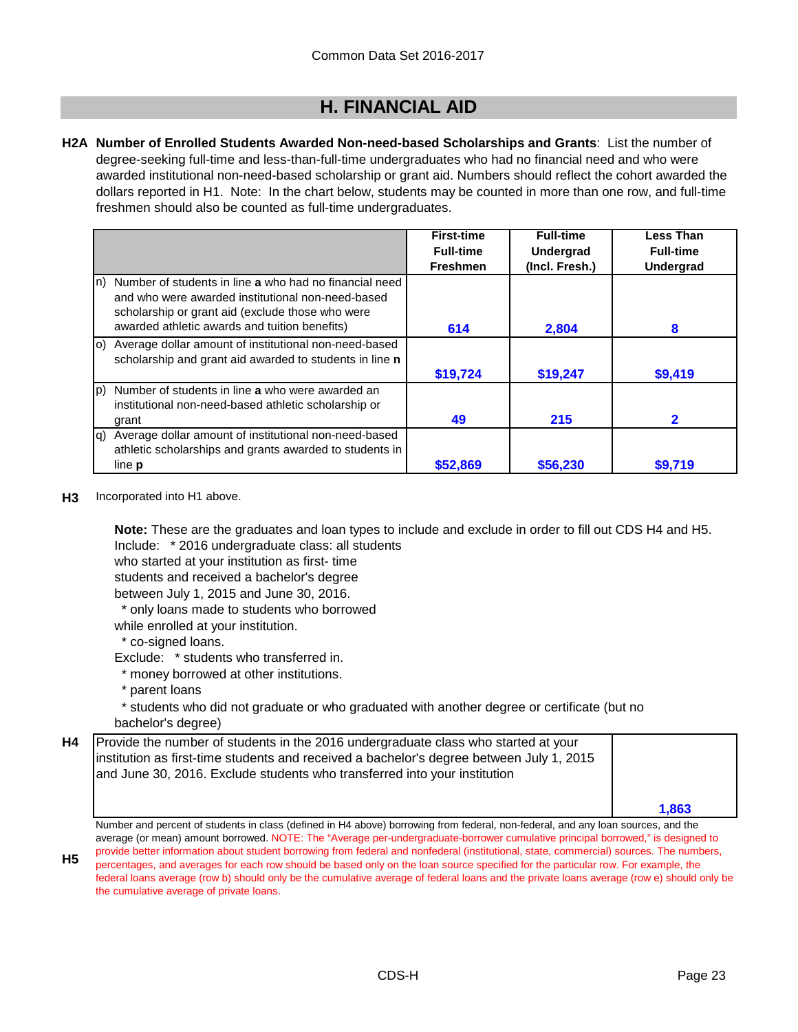# H. FINANCIAL AID

**H2A Number of Enrolled Students Awarded Non-need-based Scholarships and Grants**: List the number of degree-seeking full-time and less-than-full-time undergraduates who had no financial need and who were awarded institutional non-need-based scholarship or grant aid. Numbers should reflect the cohort awarded the dollars reported in H1. Note: In the chart below, students may be counted in more than one row, and full-time freshmen should also be counted as full-time undergraduates.

| | First-time Full-time Freshmen | Full-time Undergrad (Incl. Fresh.) | Less Than Full-time Undergrad |
|---|---|---|---|
| n) Number of students in line **a** who had no financial need and who were awarded institutional non-need-based scholarship or grant aid (exclude those who were awarded athletic awards and tuition benefits) | 614 | 2,804 | 8 |
| o) Average dollar amount of institutional non-need-based scholarship and grant aid awarded to students in line **n** | $19,724 | $19,247 | $9,419 |
| p) Number of students in line **a** who were awarded an institutional non-need-based athletic scholarship or grant | 49 | 215 | 2 |
| q) Average dollar amount of institutional non-need-based athletic scholarships and grants awarded to students in line **p** | $52,869 | $56,230 | $9,719 |

**H3** Incorporated into H1 above.

**Note:** These are the graduates and loan types to include and exclude in order to fill out CDS H4 and H5.

Include:
* 2016 undergraduate class: all students who started at your institution as first- time students and received a bachelor's degree between July 1, 2015 and June 30, 2016.
* only loans made to students who borrowed while enrolled at your institution.
* co-signed loans.

Exclude:
* students who transferred in.
* money borrowed at other institutions.
* parent loans
* students who did not graduate or who graduated with another degree or certificate (but no bachelor's degree)

| H4 | |
|---|---|
| Provide the number of students in the 2016 undergraduate class who started at your institution as first-time students and received a bachelor's degree between July 1, 2015 and June 30, 2016. Exclude students who transferred into your institution | 1,863 |

**H5** Number and percent of students in class (defined in H4 above) borrowing from federal, non-federal, and any loan sources, and the average (or mean) amount borrowed. NOTE: The "Average per-undergraduate-borrower cumulative principal borrowed," is designed to provide better information about student borrowing from federal and nonfederal (institutional, state, commercial) sources. The numbers, percentages, and averages for each row should be based only on the loan source specified for the particular row. For example, the federal loans average (row b) should only be the cumulative average of federal loans and the private loans average (row e) should only be the cumulative average of private loans.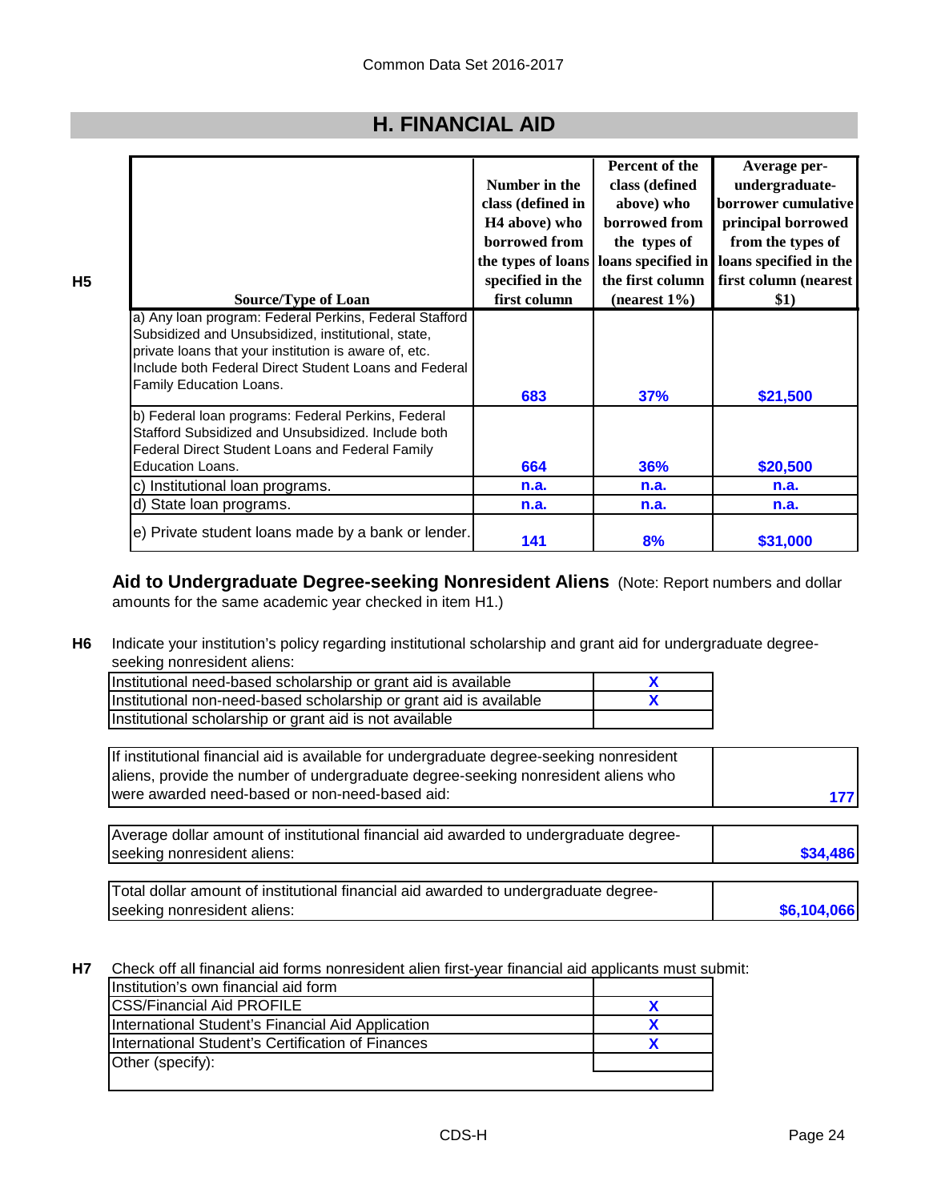## H. FINANCIAL AID

**H5**

| Source/Type of Loan | Number in the class (defined in H4 above) who borrowed from the types of loans specified in the first column | Percent of the class (defined above) who borrowed from the types of loans specified in the first column (nearest 1%) | Average per-undergraduate-borrower cumulative principal borrowed from the types of loans specified in the first column (nearest $1) |
|---|---|---|---|
| a) Any loan program: Federal Perkins, Federal Stafford Subsidized and Unsubsidized, institutional, state, private loans that your institution is aware of, etc. Include both Federal Direct Student Loans and Federal Family Education Loans. | 683 | 37% | $21,500 |
| b) Federal loan programs: Federal Perkins, Federal Stafford Subsidized and Unsubsidized. Include both Federal Direct Student Loans and Federal Family Education Loans. | 664 | 36% | $20,500 |
| c) Institutional loan programs. | n.a. | n.a. | n.a. |
| d) State loan programs. | n.a. | n.a. | n.a. |
| e) Private student loans made by a bank or lender. | 141 | 8% | $31,000 |

**Aid to Undergraduate Degree-seeking Nonresident Aliens** (Note: Report numbers and dollar amounts for the same academic year checked in item H1.)

**H6** Indicate your institution's policy regarding institutional scholarship and grant aid for undergraduate degree-seeking nonresident aliens:

| | |
|---|---|
| Institutional need-based scholarship or grant aid is available | X |
| Institutional non-need-based scholarship or grant aid is available | X |
| Institutional scholarship or grant aid is not available | |

| | |
|---|---|
| If institutional financial aid is available for undergraduate degree-seeking nonresident aliens, provide the number of undergraduate degree-seeking nonresident aliens who were awarded need-based or non-need-based aid: | 177 |

| | |
|---|---|
| Average dollar amount of institutional financial aid awarded to undergraduate degree-seeking nonresident aliens: | $34,486 |

| | |
|---|---|
| Total dollar amount of institutional financial aid awarded to undergraduate degree-seeking nonresident aliens: | $6,104,066 |

**H7** Check off all financial aid forms nonresident alien first-year financial aid applicants must submit:

| | |
|---|---|
| Institution's own financial aid form | |
| CSS/Financial Aid PROFILE | X |
| International Student's Financial Aid Application | X |
| International Student's Certification of Finances | X |
| Other (specify): | |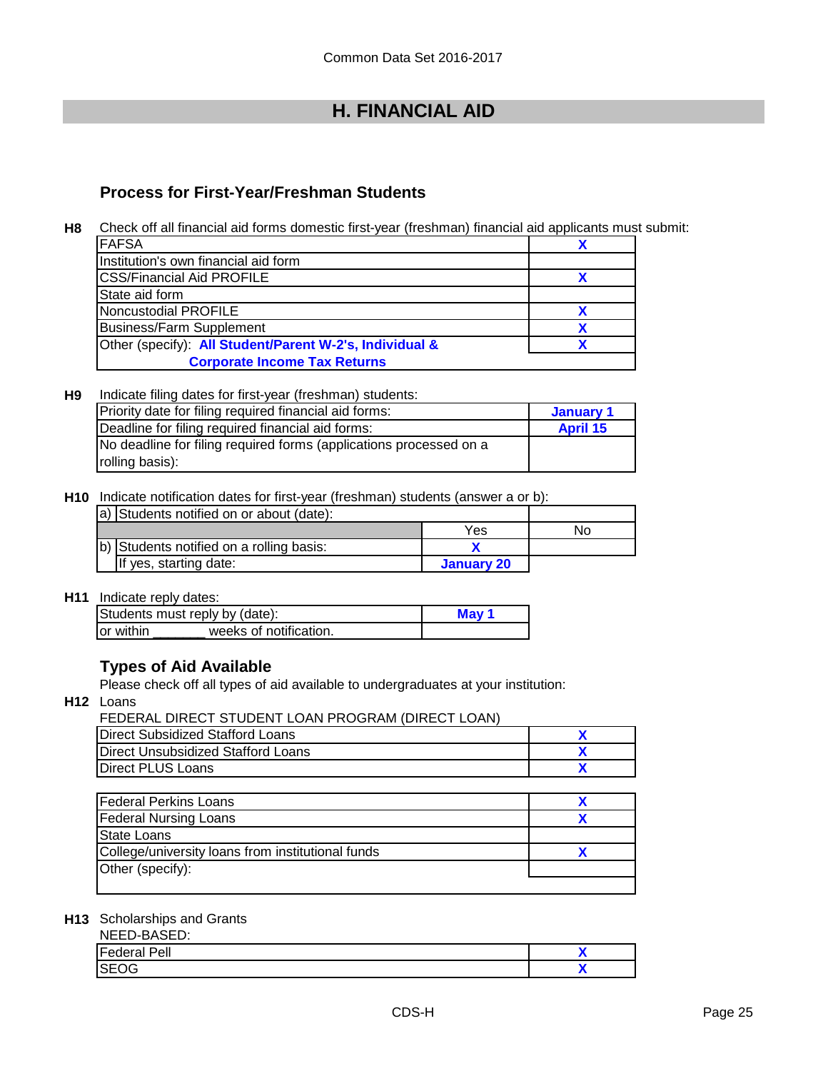# H. FINANCIAL AID

## Process for First-Year/Freshman Students

**H8** Check off all financial aid forms domestic first-year (freshman) financial aid applicants must submit:

| | |
|---|---|
| FAFSA | X |
| Institution's own financial aid form | |
| CSS/Financial Aid PROFILE | X |
| State aid form | |
| Noncustodial PROFILE | X |
| Business/Farm Supplement | X |
| Other (specify): **All Student/Parent W-2's, Individual & Corporate Income Tax Returns** | X |

**H9** Indicate filing dates for first-year (freshman) students:

| | |
|---|---|
| Priority date for filing required financial aid forms: | January 1 |
| Deadline for filing required financial aid forms: | April 15 |
| No deadline for filing required forms (applications processed on a rolling basis): | |

**H10** Indicate notification dates for first-year (freshman) students (answer a or b):

| | | |
|---|---|---|
| a) Students notified on or about (date): | | |
| | Yes | No |
| b) Students notified on a rolling basis: | X | |
| If yes, starting date: | January 20 | |

**H11** Indicate reply dates:

| | |
|---|---|
| Students must reply by (date): | May 1 |
| or within _______ weeks of notification. | |

## Types of Aid Available

Please check off all types of aid available to undergraduates at your institution:

**H12** Loans

FEDERAL DIRECT STUDENT LOAN PROGRAM (DIRECT LOAN)

| | |
|---|---|
| Direct Subsidized Stafford Loans | X |
| Direct Unsubsidized Stafford Loans | X |
| Direct PLUS Loans | X |

| | |
|---|---|
| Federal Perkins Loans | X |
| Federal Nursing Loans | X |
| State Loans | |
| College/university loans from institutional funds | X |
| Other (specify): | |

**H13** Scholarships and Grants

NEED-BASED:

| | |
|---|---|
| Federal Pell | X |
| SEOG | X |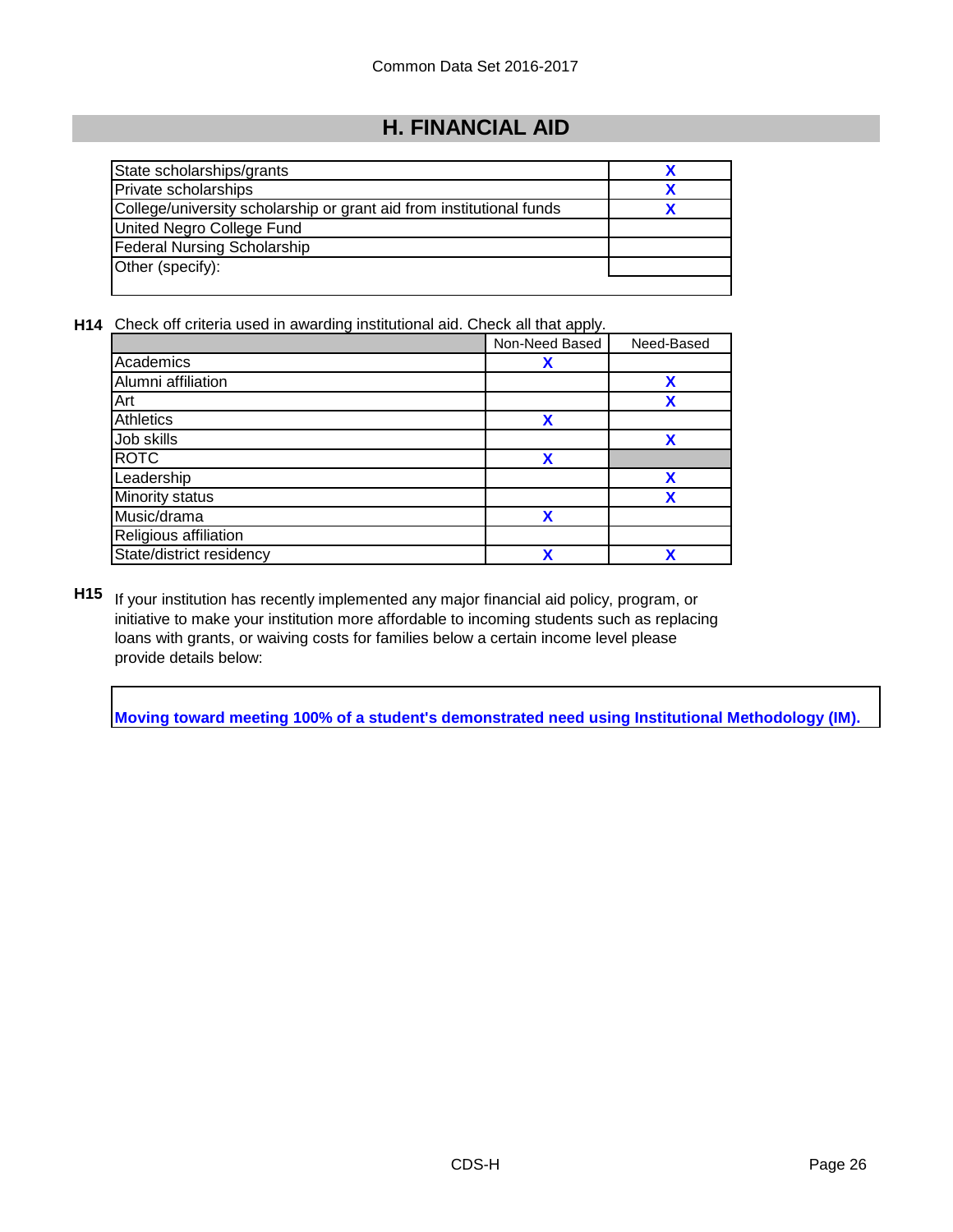# H. FINANCIAL AID

| | |
|---|---|
| State scholarships/grants | X |
| Private scholarships | X |
| College/university scholarship or grant aid from institutional funds | X |
| United Negro College Fund | |
| Federal Nursing Scholarship | |
| Other (specify): | |

**H14** Check off criteria used in awarding institutional aid. Check all that apply.

| | Non-Need Based | Need-Based |
|---|---|---|
| Academics | X | |
| Alumni affiliation | | X |
| Art | | X |
| Athletics | X | |
| Job skills | | X |
| ROTC | X | |
| Leadership | | X |
| Minority status | | X |
| Music/drama | X | |
| Religious affiliation | | |
| State/district residency | X | X |

**H15** If your institution has recently implemented any major financial aid policy, program, or initiative to make your institution more affordable to incoming students such as replacing loans with grants, or waiving costs for families below a certain income level please provide details below:

**Moving toward meeting 100% of a student's demonstrated need using Institutional Methodology (IM).**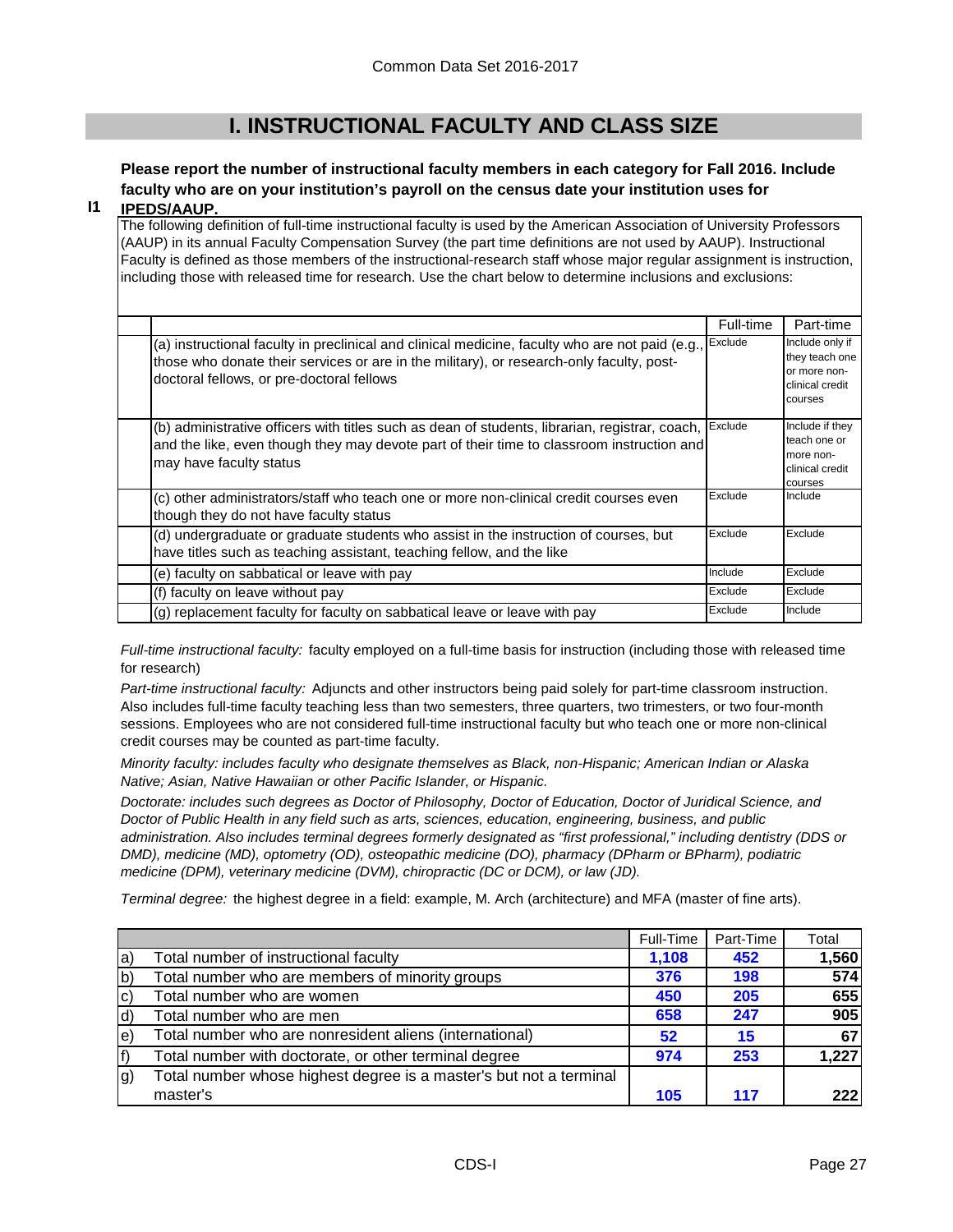Common Data Set 2016-2017

# I. INSTRUCTIONAL FACULTY AND CLASS SIZE

**I1** **Please report the number of instructional faculty members in each category for Fall 2016. Include faculty who are on your institution's payroll on the census date your institution uses for IPEDS/AAUP.**

The following definition of full-time instructional faculty is used by the American Association of University Professors (AAUP) in its annual Faculty Compensation Survey (the part time definitions are not used by AAUP). Instructional Faculty is defined as those members of the instructional-research staff whose major regular assignment is instruction, including those with released time for research. Use the chart below to determine inclusions and exclusions:

| | Full-time | Part-time |
|---|---|---|
| (a) instructional faculty in preclinical and clinical medicine, faculty who are not paid (e.g., those who donate their services or are in the military), or research-only faculty, post-doctoral fellows, or pre-doctoral fellows | Exclude | Include only if they teach one or more non-clinical credit courses |
| (b) administrative officers with titles such as dean of students, librarian, registrar, coach, and the like, even though they may devote part of their time to classroom instruction and may have faculty status | Exclude | Include if they teach one or more non-clinical credit courses |
| (c) other administrators/staff who teach one or more non-clinical credit courses even though they do not have faculty status | Exclude | Include |
| (d) undergraduate or graduate students who assist in the instruction of courses, but have titles such as teaching assistant, teaching fellow, and the like | Exclude | Exclude |
| (e) faculty on sabbatical or leave with pay | Include | Exclude |
| (f) faculty on leave without pay | Exclude | Exclude |
| (g) replacement faculty for faculty on sabbatical leave or leave with pay | Exclude | Include |

*Full-time instructional faculty:* faculty employed on a full-time basis for instruction (including those with released time for research)

*Part-time instructional faculty:* Adjuncts and other instructors being paid solely for part-time classroom instruction. Also includes full-time faculty teaching less than two semesters, three quarters, two trimesters, or two four-month sessions. Employees who are not considered full-time instructional faculty but who teach one or more non-clinical credit courses may be counted as part-time faculty.

*Minority faculty: includes faculty who designate themselves as Black, non-Hispanic; American Indian or Alaska Native; Asian, Native Hawaiian or other Pacific Islander, or Hispanic.*

*Doctorate: includes such degrees as Doctor of Philosophy, Doctor of Education, Doctor of Juridical Science, and Doctor of Public Health in any field such as arts, sciences, education, engineering, business, and public administration. Also includes terminal degrees formerly designated as "first professional," including dentistry (DDS or DMD), medicine (MD), optometry (OD), osteopathic medicine (DO), pharmacy (DPharm or BPharm), podiatric medicine (DPM), veterinary medicine (DVM), chiropractic (DC or DCM), or law (JD).*

*Terminal degree:* the highest degree in a field: example, M. Arch (architecture) and MFA (master of fine arts).

| | | Full-Time | Part-Time | Total |
|---|---|---|---|---|
| a) | Total number of instructional faculty | 1,108 | 452 | 1,560 |
| b) | Total number who are members of minority groups | 376 | 198 | 574 |
| c) | Total number who are women | 450 | 205 | 655 |
| d) | Total number who are men | 658 | 247 | 905 |
| e) | Total number who are nonresident aliens (international) | 52 | 15 | 67 |
| f) | Total number with doctorate, or other terminal degree | 974 | 253 | 1,227 |
| g) | Total number whose highest degree is a master's but not a terminal master's | 105 | 117 | 222 |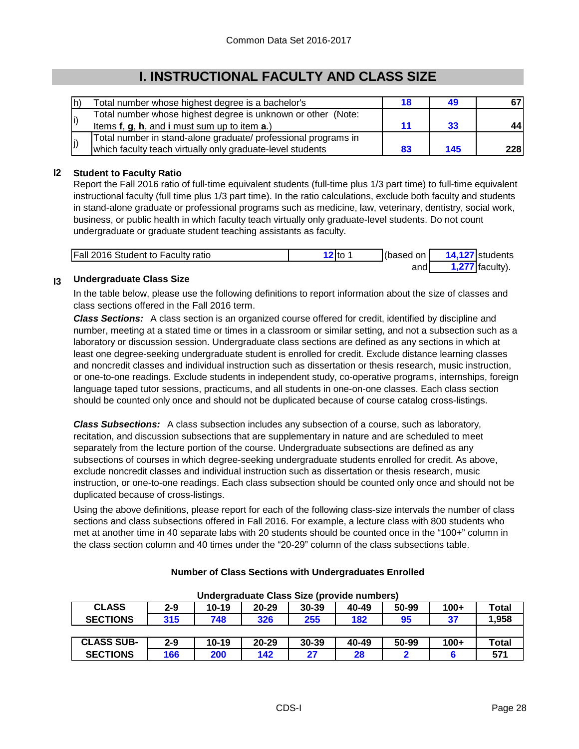# I. INSTRUCTIONAL FACULTY AND CLASS SIZE

| | | | | |
|---|---|---|---|---|
| h) | Total number whose highest degree is a bachelor's | 18 | 49 | 67 |
| i) | Total number whose highest degree is unknown or other (Note: Items **f**, **g**, **h**, and **i** must sum up to item **a**.) | 11 | 33 | 44 |
| j) | Total number in stand-alone graduate/ professional programs in which faculty teach virtually only graduate-level students | 83 | 145 | 228 |

**I2** **Student to Faculty Ratio**

Report the Fall 2016 ratio of full-time equivalent students (full-time plus 1/3 part time) to full-time equivalent instructional faculty (full time plus 1/3 part time). In the ratio calculations, exclude both faculty and students in stand-alone graduate or professional programs such as medicine, law, veterinary, dentistry, social work, business, or public health in which faculty teach virtually only graduate-level students. Do not count undergraduate or graduate student teaching assistants as faculty.

| | | | | | |
|---|---|---|---|---|---|
| Fall 2016 Student to Faculty ratio | 12 | to 1 | (based on | 14,127 | students |
| | | | and | 1,277 | faculty). |

**I3** **Undergraduate Class Size**

In the table below, please use the following definitions to report information about the size of classes and class sections offered in the Fall 2016 term.

***Class Sections:*** A class section is an organized course offered for credit, identified by discipline and number, meeting at a stated time or times in a classroom or similar setting, and not a subsection such as a laboratory or discussion session. Undergraduate class sections are defined as any sections in which at least one degree-seeking undergraduate student is enrolled for credit. Exclude distance learning classes and noncredit classes and individual instruction such as dissertation or thesis research, music instruction, or one-to-one readings. Exclude students in independent study, co-operative programs, internships, foreign language taped tutor sessions, practicums, and all students in one-on-one classes. Each class section should be counted only once and should not be duplicated because of course catalog cross-listings.

***Class Subsections:*** A class subsection includes any subsection of a course, such as laboratory, recitation, and discussion subsections that are supplementary in nature and are scheduled to meet separately from the lecture portion of the course. Undergraduate subsections are defined as any subsections of courses in which degree-seeking undergraduate students enrolled for credit. As above, exclude noncredit classes and individual instruction such as dissertation or thesis research, music instruction, or one-to-one readings. Each class subsection should be counted only once and should not be duplicated because of cross-listings.

Using the above definitions, please report for each of the following class-size intervals the number of class sections and class subsections offered in Fall 2016. For example, a lecture class with 800 students who met at another time in 40 separate labs with 20 students should be counted once in the "100+" column in the class section column and 40 times under the "20-29" column of the class subsections table.

**Number of Class Sections with Undergraduates Enrolled**

**Undergraduate Class Size (provide numbers)**

| CLASS SECTIONS | 2-9 | 10-19 | 20-29 | 30-39 | 40-49 | 50-99 | 100+ | Total |
|---|---|---|---|---|---|---|---|---|
| | 315 | 748 | 326 | 255 | 182 | 95 | 37 | 1,958 |
| **CLASS SUB-SECTIONS** | **2-9** | **10-19** | **20-29** | **30-39** | **40-49** | **50-99** | **100+** | **Total** |
| | 166 | 200 | 142 | 27 | 28 | 2 | 6 | 571 |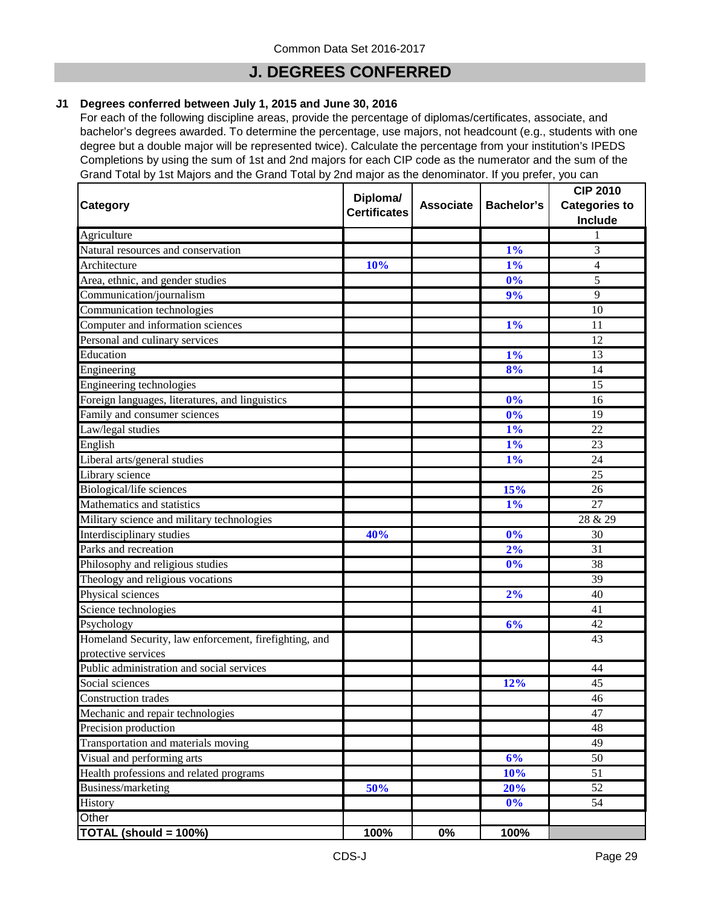Common Data Set 2016-2017

# J. DEGREES CONFERRED

**J1 Degrees conferred between July 1, 2015 and June 30, 2016**

For each of the following discipline areas, provide the percentage of diplomas/certificates, associate, and bachelor's degrees awarded. To determine the percentage, use majors, not headcount (e.g., students with one degree but a double major will be represented twice). Calculate the percentage from your institution's IPEDS Completions by using the sum of 1st and 2nd majors for each CIP code as the numerator and the sum of the Grand Total by 1st Majors and the Grand Total by 2nd major as the denominator. If you prefer, you can

| Category | Diploma/ Certificates | Associate | Bachelor's | CIP 2010 Categories to Include |
|---|---|---|---|---|
| Agriculture | | | | 1 |
| Natural resources and conservation | | | 1% | 3 |
| Architecture | 10% | | 1% | 4 |
| Area, ethnic, and gender studies | | | 0% | 5 |
| Communication/journalism | | | 9% | 9 |
| Communication technologies | | | | 10 |
| Computer and information sciences | | | 1% | 11 |
| Personal and culinary services | | | | 12 |
| Education | | | 1% | 13 |
| Engineering | | | 8% | 14 |
| Engineering technologies | | | | 15 |
| Foreign languages, literatures, and linguistics | | | 0% | 16 |
| Family and consumer sciences | | | 0% | 19 |
| Law/legal studies | | | 1% | 22 |
| English | | | 1% | 23 |
| Liberal arts/general studies | | | 1% | 24 |
| Library science | | | | 25 |
| Biological/life sciences | | | 15% | 26 |
| Mathematics and statistics | | | 1% | 27 |
| Military science and military technologies | | | | 28 & 29 |
| Interdisciplinary studies | 40% | | 0% | 30 |
| Parks and recreation | | | 2% | 31 |
| Philosophy and religious studies | | | 0% | 38 |
| Theology and religious vocations | | | | 39 |
| Physical sciences | | | 2% | 40 |
| Science technologies | | | | 41 |
| Psychology | | | 6% | 42 |
| Homeland Security, law enforcement, firefighting, and protective services | | | | 43 |
| Public administration and social services | | | | 44 |
| Social sciences | | | 12% | 45 |
| Construction trades | | | | 46 |
| Mechanic and repair technologies | | | | 47 |
| Precision production | | | | 48 |
| Transportation and materials moving | | | | 49 |
| Visual and performing arts | | | 6% | 50 |
| Health professions and related programs | | | 10% | 51 |
| Business/marketing | 50% | | 20% | 52 |
| History | | | 0% | 54 |
| Other | | | | |
| **TOTAL (should = 100%)** | **100%** | **0%** | **100%** | |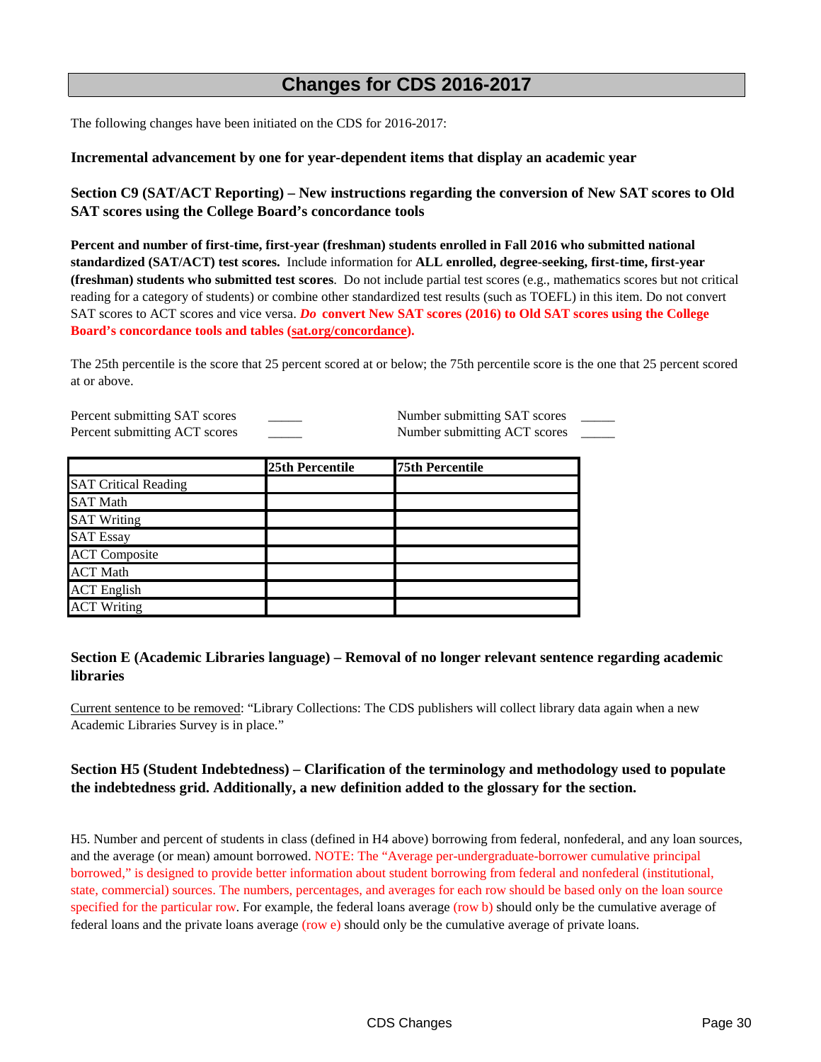# Changes for CDS 2016-2017

The following changes have been initiated on the CDS for 2016-2017:

**Incremental advancement by one for year-dependent items that display an academic year**

**Section C9 (SAT/ACT Reporting) – New instructions regarding the conversion of New SAT scores to Old SAT scores using the College Board's concordance tools**

**Percent and number of first-time, first-year (freshman) students enrolled in Fall 2016 who submitted national standardized (SAT/ACT) test scores.** Include information for **ALL enrolled, degree-seeking, first-time, first-year (freshman) students who submitted test scores**. Do not include partial test scores (e.g., mathematics scores but not critical reading for a category of students) or combine other standardized test results (such as TOEFL) in this item. Do not convert SAT scores to ACT scores and vice versa. ***Do* convert New SAT scores (2016) to Old SAT scores using the College Board's concordance tools and tables (sat.org/concordance).**

The 25th percentile is the score that 25 percent scored at or below; the 75th percentile score is the one that 25 percent scored at or above.

Percent submitting SAT scores _____ Number submitting SAT scores _____
Percent submitting ACT scores _____ Number submitting ACT scores _____

| | 25th Percentile | 75th Percentile |
|---|---|---|
| SAT Critical Reading | | |
| SAT Math | | |
| SAT Writing | | |
| SAT Essay | | |
| ACT Composite | | |
| ACT Math | | |
| ACT English | | |
| ACT Writing | | |

**Section E (Academic Libraries language) – Removal of no longer relevant sentence regarding academic libraries**

Current sentence to be removed: "Library Collections: The CDS publishers will collect library data again when a new Academic Libraries Survey is in place."

**Section H5 (Student Indebtedness) – Clarification of the terminology and methodology used to populate the indebtedness grid. Additionally, a new definition added to the glossary for the section.**

H5. Number and percent of students in class (defined in H4 above) borrowing from federal, nonfederal, and any loan sources, and the average (or mean) amount borrowed. NOTE: The "Average per-undergraduate-borrower cumulative principal borrowed," is designed to provide better information about student borrowing from federal and nonfederal (institutional, state, commercial) sources. The numbers, percentages, and averages for each row should be based only on the loan source specified for the particular row. For example, the federal loans average (row b) should only be the cumulative average of federal loans and the private loans average (row e) should only be the cumulative average of private loans.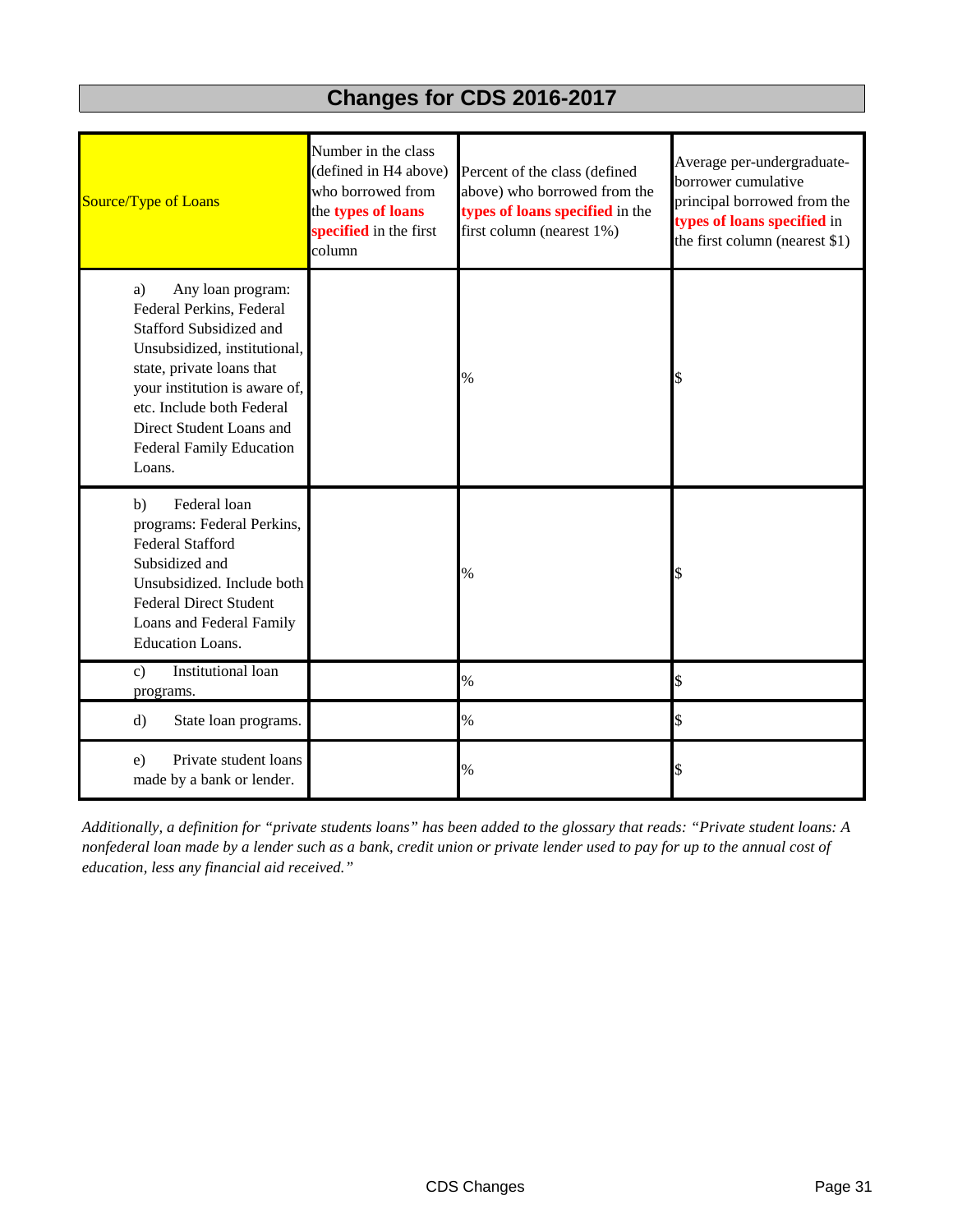# Changes for CDS 2016-2017

| Source/Type of Loans | Number in the class (defined in H4 above) who borrowed from the **types of loans specified** in the first column | Percent of the class (defined above) who borrowed from the **types of loans specified** in the first column (nearest 1%) | Average per-undergraduate-borrower cumulative principal borrowed from the **types of loans specified** in the first column (nearest $1) |
|---|---|---|---|
| a) Any loan program: Federal Perkins, Federal Stafford Subsidized and Unsubsidized, institutional, state, private loans that your institution is aware of, etc. Include both Federal Direct Student Loans and Federal Family Education Loans. | | % | $ |
| b) Federal loan programs: Federal Perkins, Federal Stafford Subsidized and Unsubsidized. Include both Federal Direct Student Loans and Federal Family Education Loans. | | % | $ |
| c) Institutional loan programs. | | % | $ |
| d) State loan programs. | | % | $ |
| e) Private student loans made by a bank or lender. | | % | $ |

*Additionally, a definition for "private students loans" has been added to the glossary that reads: "Private student loans: A nonfederal loan made by a lender such as a bank, credit union or private lender used to pay for up to the annual cost of education, less any financial aid received."*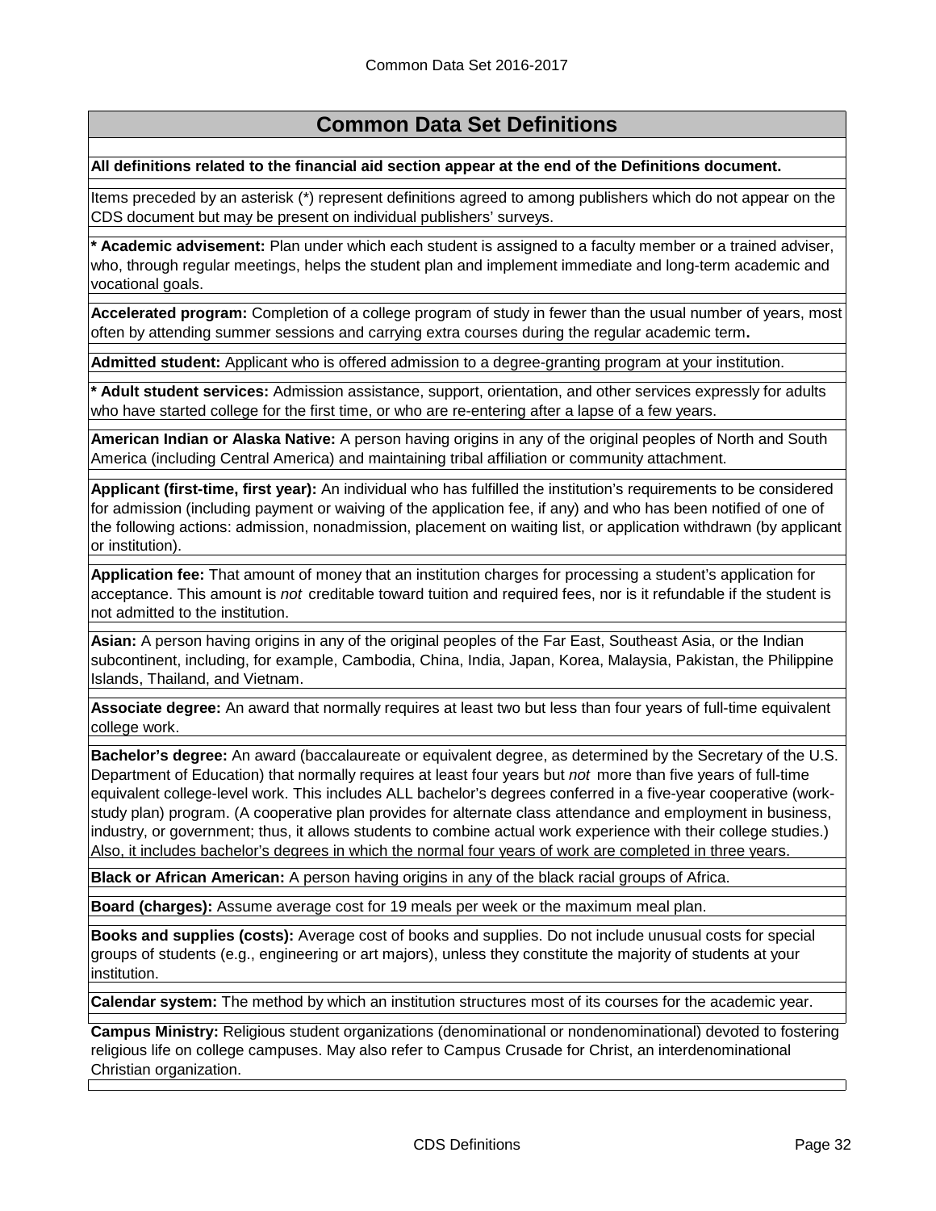# Common Data Set Definitions

**All definitions related to the financial aid section appear at the end of the Definitions document.**

Items preceded by an asterisk (*) represent definitions agreed to among publishers which do not appear on the CDS document but may be present on individual publishers' surveys.

**\* Academic advisement:** Plan under which each student is assigned to a faculty member or a trained adviser, who, through regular meetings, helps the student plan and implement immediate and long-term academic and vocational goals.

**Accelerated program:** Completion of a college program of study in fewer than the usual number of years, most often by attending summer sessions and carrying extra courses during the regular academic term**.**

**Admitted student:** Applicant who is offered admission to a degree-granting program at your institution.

**\* Adult student services:** Admission assistance, support, orientation, and other services expressly for adults who have started college for the first time, or who are re-entering after a lapse of a few years.

**American Indian or Alaska Native:** A person having origins in any of the original peoples of North and South America (including Central America) and maintaining tribal affiliation or community attachment.

**Applicant (first-time, first year):** An individual who has fulfilled the institution's requirements to be considered for admission (including payment or waiving of the application fee, if any) and who has been notified of one of the following actions: admission, nonadmission, placement on waiting list, or application withdrawn (by applicant or institution).

**Application fee:** That amount of money that an institution charges for processing a student's application for acceptance. This amount is *not* creditable toward tuition and required fees, nor is it refundable if the student is not admitted to the institution.

**Asian:** A person having origins in any of the original peoples of the Far East, Southeast Asia, or the Indian subcontinent, including, for example, Cambodia, China, India, Japan, Korea, Malaysia, Pakistan, the Philippine Islands, Thailand, and Vietnam.

**Associate degree:** An award that normally requires at least two but less than four years of full-time equivalent college work.

**Bachelor's degree:** An award (baccalaureate or equivalent degree, as determined by the Secretary of the U.S. Department of Education) that normally requires at least four years but *not* more than five years of full-time equivalent college-level work. This includes ALL bachelor's degrees conferred in a five-year cooperative (work-study plan) program. (A cooperative plan provides for alternate class attendance and employment in business, industry, or government; thus, it allows students to combine actual work experience with their college studies.) Also, it includes bachelor's degrees in which the normal four years of work are completed in three years.

**Black or African American:** A person having origins in any of the black racial groups of Africa.

**Board (charges):** Assume average cost for 19 meals per week or the maximum meal plan.

**Books and supplies (costs):** Average cost of books and supplies. Do not include unusual costs for special groups of students (e.g., engineering or art majors), unless they constitute the majority of students at your institution.

**Calendar system:** The method by which an institution structures most of its courses for the academic year.

**Campus Ministry:** Religious student organizations (denominational or nondenominational) devoted to fostering religious life on college campuses. May also refer to Campus Crusade for Christ, an interdenominational Christian organization.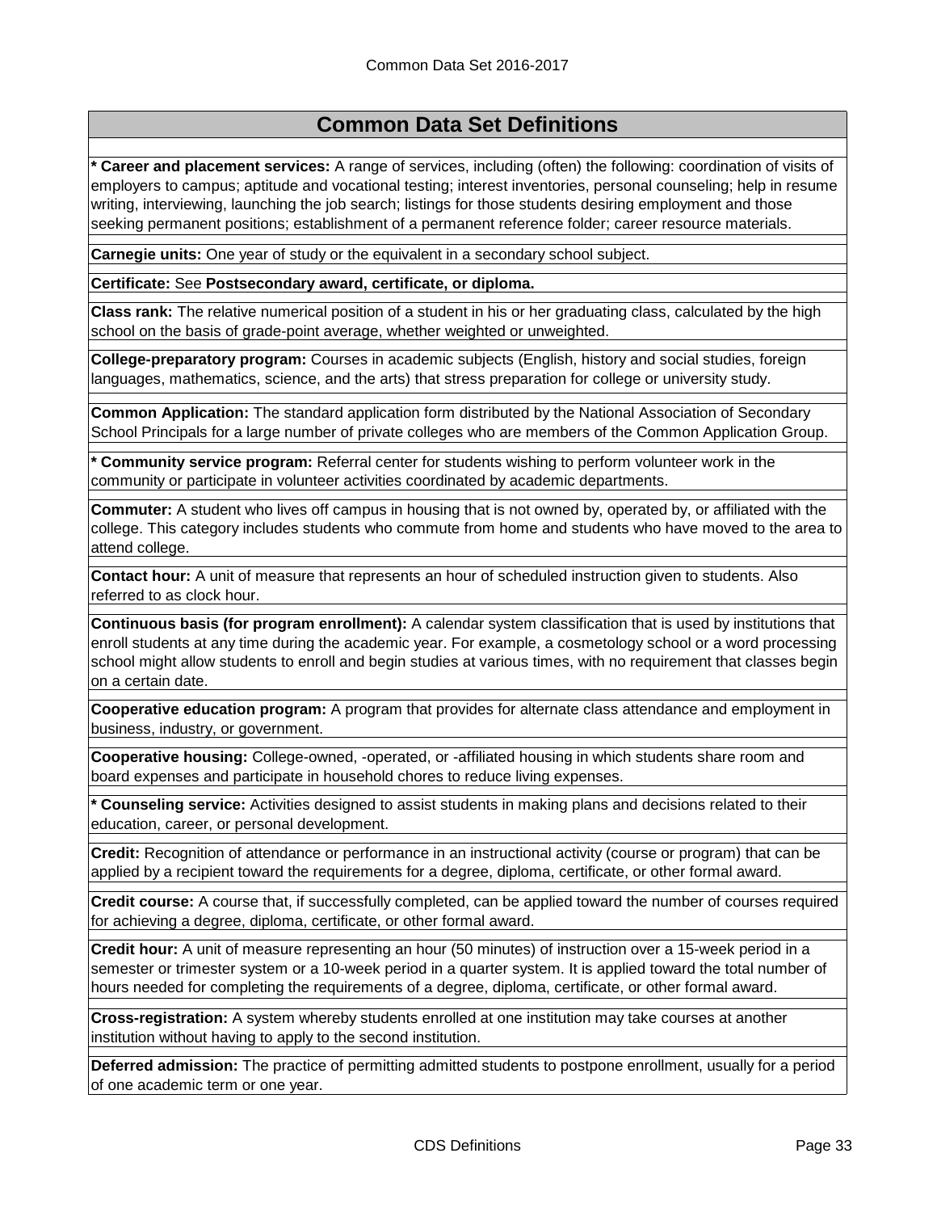## Common Data Set Definitions

**\* Career and placement services:** A range of services, including (often) the following: coordination of visits of employers to campus; aptitude and vocational testing; interest inventories, personal counseling; help in resume writing, interviewing, launching the job search; listings for those students desiring employment and those seeking permanent positions; establishment of a permanent reference folder; career resource materials.

**Carnegie units:** One year of study or the equivalent in a secondary school subject.

**Certificate:** See **Postsecondary award, certificate, or diploma.**

**Class rank:** The relative numerical position of a student in his or her graduating class, calculated by the high school on the basis of grade-point average, whether weighted or unweighted.

**College-preparatory program:** Courses in academic subjects (English, history and social studies, foreign languages, mathematics, science, and the arts) that stress preparation for college or university study.

**Common Application:** The standard application form distributed by the National Association of Secondary School Principals for a large number of private colleges who are members of the Common Application Group.

**\* Community service program:** Referral center for students wishing to perform volunteer work in the community or participate in volunteer activities coordinated by academic departments.

**Commuter:** A student who lives off campus in housing that is not owned by, operated by, or affiliated with the college. This category includes students who commute from home and students who have moved to the area to attend college.

**Contact hour:** A unit of measure that represents an hour of scheduled instruction given to students. Also referred to as clock hour.

**Continuous basis (for program enrollment):** A calendar system classification that is used by institutions that enroll students at any time during the academic year. For example, a cosmetology school or a word processing school might allow students to enroll and begin studies at various times, with no requirement that classes begin on a certain date.

**Cooperative education program:** A program that provides for alternate class attendance and employment in business, industry, or government.

**Cooperative housing:** College-owned, -operated, or -affiliated housing in which students share room and board expenses and participate in household chores to reduce living expenses.

**\* Counseling service:** Activities designed to assist students in making plans and decisions related to their education, career, or personal development.

**Credit:** Recognition of attendance or performance in an instructional activity (course or program) that can be applied by a recipient toward the requirements for a degree, diploma, certificate, or other formal award.

**Credit course:** A course that, if successfully completed, can be applied toward the number of courses required for achieving a degree, diploma, certificate, or other formal award.

**Credit hour:** A unit of measure representing an hour (50 minutes) of instruction over a 15-week period in a semester or trimester system or a 10-week period in a quarter system. It is applied toward the total number of hours needed for completing the requirements of a degree, diploma, certificate, or other formal award.

**Cross-registration:** A system whereby students enrolled at one institution may take courses at another institution without having to apply to the second institution.

**Deferred admission:** The practice of permitting admitted students to postpone enrollment, usually for a period of one academic term or one year.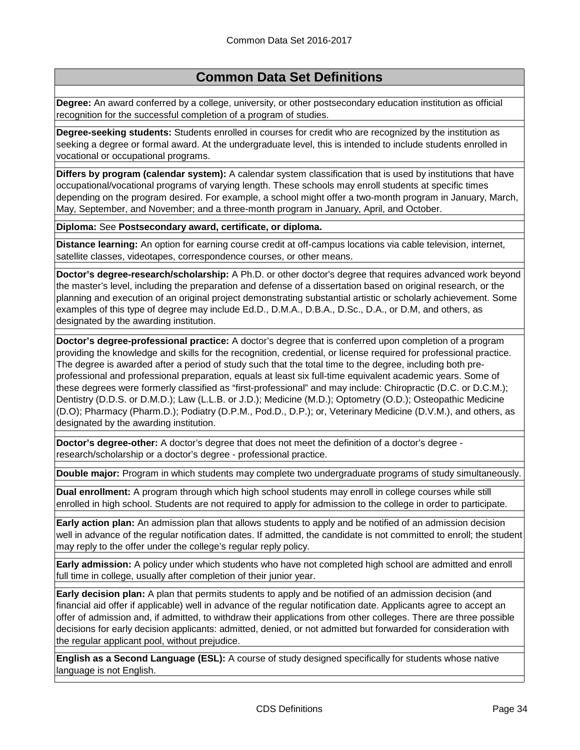## Common Data Set Definitions

**Degree:** An award conferred by a college, university, or other postsecondary education institution as official recognition for the successful completion of a program of studies.

**Degree-seeking students:** Students enrolled in courses for credit who are recognized by the institution as seeking a degree or formal award. At the undergraduate level, this is intended to include students enrolled in vocational or occupational programs.

**Differs by program (calendar system):** A calendar system classification that is used by institutions that have occupational/vocational programs of varying length. These schools may enroll students at specific times depending on the program desired. For example, a school might offer a two-month program in January, March, May, September, and November; and a three-month program in January, April, and October.

**Diploma:** See **Postsecondary award, certificate, or diploma.**

**Distance learning:** An option for earning course credit at off-campus locations via cable television, internet, satellite classes, videotapes, correspondence courses, or other means.

**Doctor's degree-research/scholarship:** A Ph.D. or other doctor's degree that requires advanced work beyond the master's level, including the preparation and defense of a dissertation based on original research, or the planning and execution of an original project demonstrating substantial artistic or scholarly achievement. Some examples of this type of degree may include Ed.D., D.M.A., D.B.A., D.Sc., D.A., or D.M, and others, as designated by the awarding institution.

**Doctor's degree-professional practice:** A doctor's degree that is conferred upon completion of a program providing the knowledge and skills for the recognition, credential, or license required for professional practice. The degree is awarded after a period of study such that the total time to the degree, including both pre-professional and professional preparation, equals at least six full-time equivalent academic years. Some of these degrees were formerly classified as "first-professional" and may include: Chiropractic (D.C. or D.C.M.); Dentistry (D.D.S. or D.M.D.); Law (L.L.B. or J.D.); Medicine (M.D.); Optometry (O.D.); Osteopathic Medicine (D.O); Pharmacy (Pharm.D.); Podiatry (D.P.M., Pod.D., D.P.); or, Veterinary Medicine (D.V.M.), and others, as designated by the awarding institution.

**Doctor's degree-other:** A doctor's degree that does not meet the definition of a doctor's degree - research/scholarship or a doctor's degree - professional practice.

**Double major:** Program in which students may complete two undergraduate programs of study simultaneously.

**Dual enrollment:** A program through which high school students may enroll in college courses while still enrolled in high school. Students are not required to apply for admission to the college in order to participate.

**Early action plan:** An admission plan that allows students to apply and be notified of an admission decision well in advance of the regular notification dates. If admitted, the candidate is not committed to enroll; the student may reply to the offer under the college's regular reply policy.

**Early admission:** A policy under which students who have not completed high school are admitted and enroll full time in college, usually after completion of their junior year.

**Early decision plan:** A plan that permits students to apply and be notified of an admission decision (and financial aid offer if applicable) well in advance of the regular notification date. Applicants agree to accept an offer of admission and, if admitted, to withdraw their applications from other colleges. There are three possible decisions for early decision applicants: admitted, denied, or not admitted but forwarded for consideration with the regular applicant pool, without prejudice.

**English as a Second Language (ESL):** A course of study designed specifically for students whose native language is not English.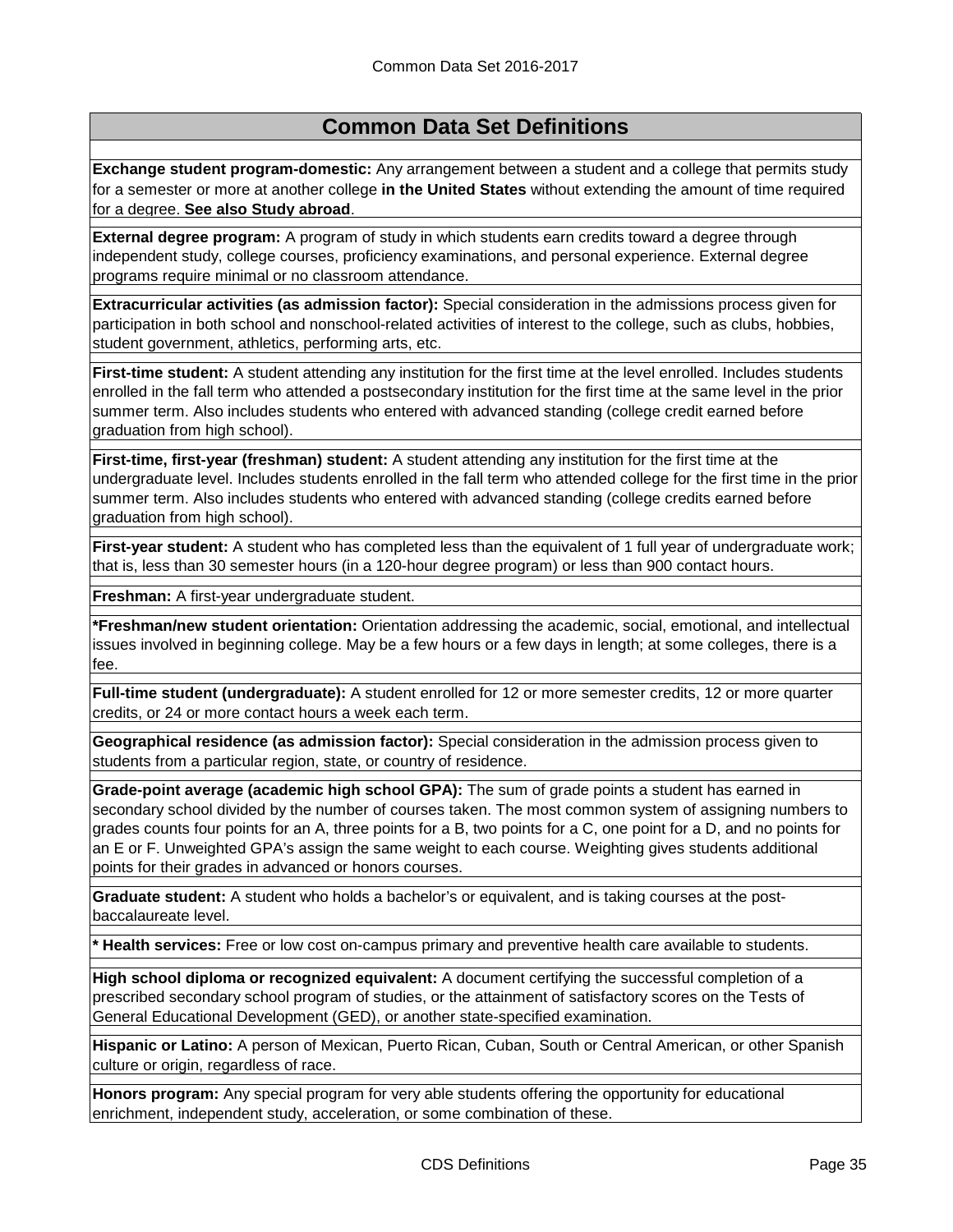## Common Data Set Definitions

**Exchange student program-domestic:** Any arrangement between a student and a college that permits study for a semester or more at another college **in the United States** without extending the amount of time required for a degree. **See also Study abroad**.

**External degree program:** A program of study in which students earn credits toward a degree through independent study, college courses, proficiency examinations, and personal experience. External degree programs require minimal or no classroom attendance.

**Extracurricular activities (as admission factor):** Special consideration in the admissions process given for participation in both school and nonschool-related activities of interest to the college, such as clubs, hobbies, student government, athletics, performing arts, etc.

**First-time student:** A student attending any institution for the first time at the level enrolled. Includes students enrolled in the fall term who attended a postsecondary institution for the first time at the same level in the prior summer term. Also includes students who entered with advanced standing (college credit earned before graduation from high school).

**First-time, first-year (freshman) student:** A student attending any institution for the first time at the undergraduate level. Includes students enrolled in the fall term who attended college for the first time in the prior summer term. Also includes students who entered with advanced standing (college credits earned before graduation from high school).

**First-year student:** A student who has completed less than the equivalent of 1 full year of undergraduate work; that is, less than 30 semester hours (in a 120-hour degree program) or less than 900 contact hours.

**Freshman:** A first-year undergraduate student.

***Freshman/new student orientation:** Orientation addressing the academic, social, emotional, and intellectual issues involved in beginning college. May be a few hours or a few days in length; at some colleges, there is a fee.

**Full-time student (undergraduate):** A student enrolled for 12 or more semester credits, 12 or more quarter credits, or 24 or more contact hours a week each term.

**Geographical residence (as admission factor):** Special consideration in the admission process given to students from a particular region, state, or country of residence.

**Grade-point average (academic high school GPA):** The sum of grade points a student has earned in secondary school divided by the number of courses taken. The most common system of assigning numbers to grades counts four points for an A, three points for a B, two points for a C, one point for a D, and no points for an E or F. Unweighted GPA's assign the same weight to each course. Weighting gives students additional points for their grades in advanced or honors courses.

**Graduate student:** A student who holds a bachelor's or equivalent, and is taking courses at the post-baccalaureate level.

*** Health services:** Free or low cost on-campus primary and preventive health care available to students.

**High school diploma or recognized equivalent:** A document certifying the successful completion of a prescribed secondary school program of studies, or the attainment of satisfactory scores on the Tests of General Educational Development (GED), or another state-specified examination.

**Hispanic or Latino:** A person of Mexican, Puerto Rican, Cuban, South or Central American, or other Spanish culture or origin, regardless of race.

**Honors program:** Any special program for very able students offering the opportunity for educational enrichment, independent study, acceleration, or some combination of these.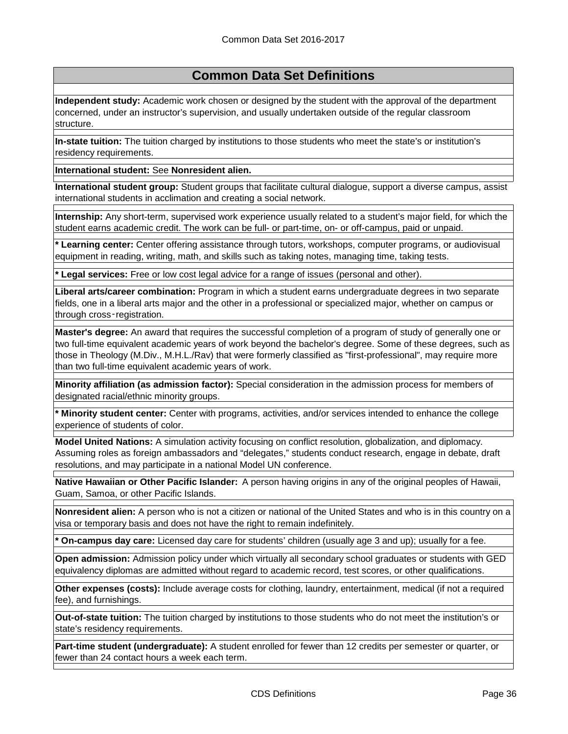## Common Data Set Definitions

**Independent study:** Academic work chosen or designed by the student with the approval of the department concerned, under an instructor's supervision, and usually undertaken outside of the regular classroom structure.

**In-state tuition:** The tuition charged by institutions to those students who meet the state's or institution's residency requirements.

**International student:** See **Nonresident alien.**

**International student group:** Student groups that facilitate cultural dialogue, support a diverse campus, assist international students in acclimation and creating a social network.

**Internship:** Any short-term, supervised work experience usually related to a student's major field, for which the student earns academic credit. The work can be full- or part-time, on- or off-campus, paid or unpaid.

**\* Learning center:** Center offering assistance through tutors, workshops, computer programs, or audiovisual equipment in reading, writing, math, and skills such as taking notes, managing time, taking tests.

**\* Legal services:** Free or low cost legal advice for a range of issues (personal and other).

**Liberal arts/career combination:** Program in which a student earns undergraduate degrees in two separate fields, one in a liberal arts major and the other in a professional or specialized major, whether on campus or through cross-registration.

**Master's degree:** An award that requires the successful completion of a program of study of generally one or two full-time equivalent academic years of work beyond the bachelor's degree. Some of these degrees, such as those in Theology (M.Div., M.H.L./Rav) that were formerly classified as "first-professional", may require more than two full-time equivalent academic years of work.

**Minority affiliation (as admission factor):** Special consideration in the admission process for members of designated racial/ethnic minority groups.

**\* Minority student center:** Center with programs, activities, and/or services intended to enhance the college experience of students of color.

**Model United Nations:** A simulation activity focusing on conflict resolution, globalization, and diplomacy. Assuming roles as foreign ambassadors and "delegates," students conduct research, engage in debate, draft resolutions, and may participate in a national Model UN conference.

**Native Hawaiian or Other Pacific Islander:** A person having origins in any of the original peoples of Hawaii, Guam, Samoa, or other Pacific Islands.

**Nonresident alien:** A person who is not a citizen or national of the United States and who is in this country on a visa or temporary basis and does not have the right to remain indefinitely.

**\* On-campus day care:** Licensed day care for students' children (usually age 3 and up); usually for a fee.

**Open admission:** Admission policy under which virtually all secondary school graduates or students with GED equivalency diplomas are admitted without regard to academic record, test scores, or other qualifications.

**Other expenses (costs):** Include average costs for clothing, laundry, entertainment, medical (if not a required fee), and furnishings.

**Out-of-state tuition:** The tuition charged by institutions to those students who do not meet the institution's or state's residency requirements.

**Part-time student (undergraduate):** A student enrolled for fewer than 12 credits per semester or quarter, or fewer than 24 contact hours a week each term.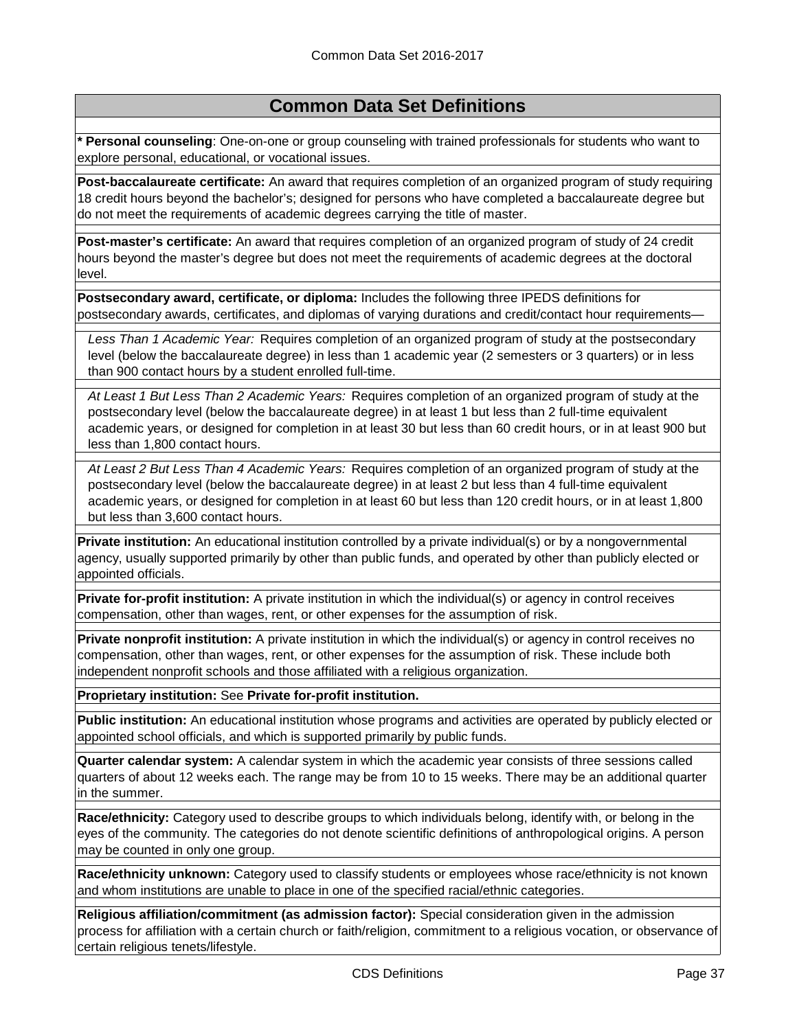## Common Data Set Definitions

**\* Personal counseling**: One-on-one or group counseling with trained professionals for students who want to explore personal, educational, or vocational issues.

**Post-baccalaureate certificate:** An award that requires completion of an organized program of study requiring 18 credit hours beyond the bachelor's; designed for persons who have completed a baccalaureate degree but do not meet the requirements of academic degrees carrying the title of master.

**Post-master's certificate:** An award that requires completion of an organized program of study of 24 credit hours beyond the master's degree but does not meet the requirements of academic degrees at the doctoral level.

**Postsecondary award, certificate, or diploma:** Includes the following three IPEDS definitions for postsecondary awards, certificates, and diplomas of varying durations and credit/contact hour requirements—

*Less Than 1 Academic Year:* Requires completion of an organized program of study at the postsecondary level (below the baccalaureate degree) in less than 1 academic year (2 semesters or 3 quarters) or in less than 900 contact hours by a student enrolled full-time.

*At Least 1 But Less Than 2 Academic Years:* Requires completion of an organized program of study at the postsecondary level (below the baccalaureate degree) in at least 1 but less than 2 full-time equivalent academic years, or designed for completion in at least 30 but less than 60 credit hours, or in at least 900 but less than 1,800 contact hours.

*At Least 2 But Less Than 4 Academic Years:* Requires completion of an organized program of study at the postsecondary level (below the baccalaureate degree) in at least 2 but less than 4 full-time equivalent academic years, or designed for completion in at least 60 but less than 120 credit hours, or in at least 1,800 but less than 3,600 contact hours.

**Private institution:** An educational institution controlled by a private individual(s) or by a nongovernmental agency, usually supported primarily by other than public funds, and operated by other than publicly elected or appointed officials.

**Private for-profit institution:** A private institution in which the individual(s) or agency in control receives compensation, other than wages, rent, or other expenses for the assumption of risk.

**Private nonprofit institution:** A private institution in which the individual(s) or agency in control receives no compensation, other than wages, rent, or other expenses for the assumption of risk. These include both independent nonprofit schools and those affiliated with a religious organization.

**Proprietary institution:** See **Private for-profit institution.**

**Public institution:** An educational institution whose programs and activities are operated by publicly elected or appointed school officials, and which is supported primarily by public funds.

**Quarter calendar system:** A calendar system in which the academic year consists of three sessions called quarters of about 12 weeks each. The range may be from 10 to 15 weeks. There may be an additional quarter in the summer.

**Race/ethnicity:** Category used to describe groups to which individuals belong, identify with, or belong in the eyes of the community. The categories do not denote scientific definitions of anthropological origins. A person may be counted in only one group.

**Race/ethnicity unknown:** Category used to classify students or employees whose race/ethnicity is not known and whom institutions are unable to place in one of the specified racial/ethnic categories.

**Religious affiliation/commitment (as admission factor):** Special consideration given in the admission process for affiliation with a certain church or faith/religion, commitment to a religious vocation, or observance of certain religious tenets/lifestyle.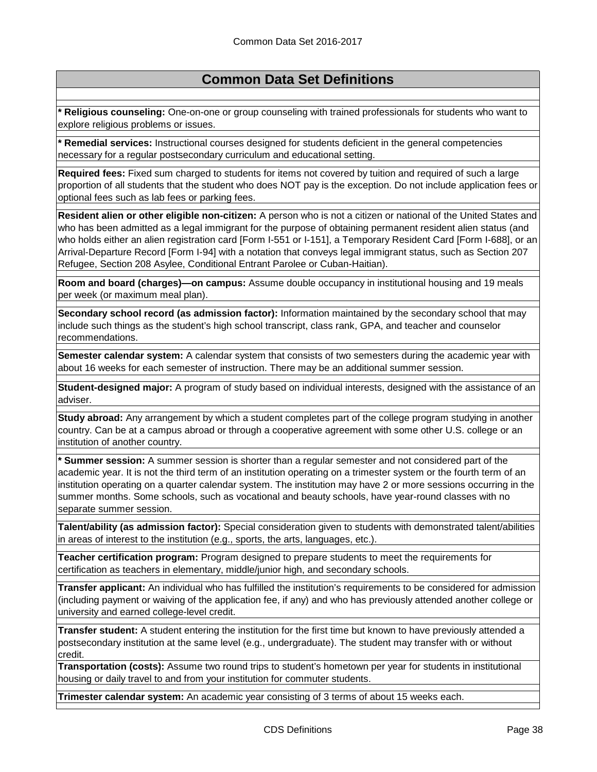# Common Data Set Definitions

* **Religious counseling:** One-on-one or group counseling with trained professionals for students who want to explore religious problems or issues.

* **Remedial services:** Instructional courses designed for students deficient in the general competencies necessary for a regular postsecondary curriculum and educational setting.

**Required fees:** Fixed sum charged to students for items not covered by tuition and required of such a large proportion of all students that the student who does NOT pay is the exception. Do not include application fees or optional fees such as lab fees or parking fees.

**Resident alien or other eligible non-citizen:** A person who is not a citizen or national of the United States and who has been admitted as a legal immigrant for the purpose of obtaining permanent resident alien status (and who holds either an alien registration card [Form I-551 or I-151], a Temporary Resident Card [Form I-688], or an Arrival-Departure Record [Form I-94] with a notation that conveys legal immigrant status, such as Section 207 Refugee, Section 208 Asylee, Conditional Entrant Parolee or Cuban-Haitian).

**Room and board (charges)—on campus:** Assume double occupancy in institutional housing and 19 meals per week (or maximum meal plan).

**Secondary school record (as admission factor):** Information maintained by the secondary school that may include such things as the student's high school transcript, class rank, GPA, and teacher and counselor recommendations.

**Semester calendar system:** A calendar system that consists of two semesters during the academic year with about 16 weeks for each semester of instruction. There may be an additional summer session.

**Student-designed major:** A program of study based on individual interests, designed with the assistance of an adviser.

**Study abroad:** Any arrangement by which a student completes part of the college program studying in another country. Can be at a campus abroad or through a cooperative agreement with some other U.S. college or an institution of another country.

* **Summer session:** A summer session is shorter than a regular semester and not considered part of the academic year. It is not the third term of an institution operating on a trimester system or the fourth term of an institution operating on a quarter calendar system. The institution may have 2 or more sessions occurring in the summer months. Some schools, such as vocational and beauty schools, have year-round classes with no separate summer session.

**Talent/ability (as admission factor):** Special consideration given to students with demonstrated talent/abilities in areas of interest to the institution (e.g., sports, the arts, languages, etc.).

**Teacher certification program:** Program designed to prepare students to meet the requirements for certification as teachers in elementary, middle/junior high, and secondary schools.

**Transfer applicant:** An individual who has fulfilled the institution's requirements to be considered for admission (including payment or waiving of the application fee, if any) and who has previously attended another college or university and earned college-level credit.

**Transfer student:** A student entering the institution for the first time but known to have previously attended a postsecondary institution at the same level (e.g., undergraduate). The student may transfer with or without credit.

**Transportation (costs):** Assume two round trips to student's hometown per year for students in institutional housing or daily travel to and from your institution for commuter students.

**Trimester calendar system:** An academic year consisting of 3 terms of about 15 weeks each.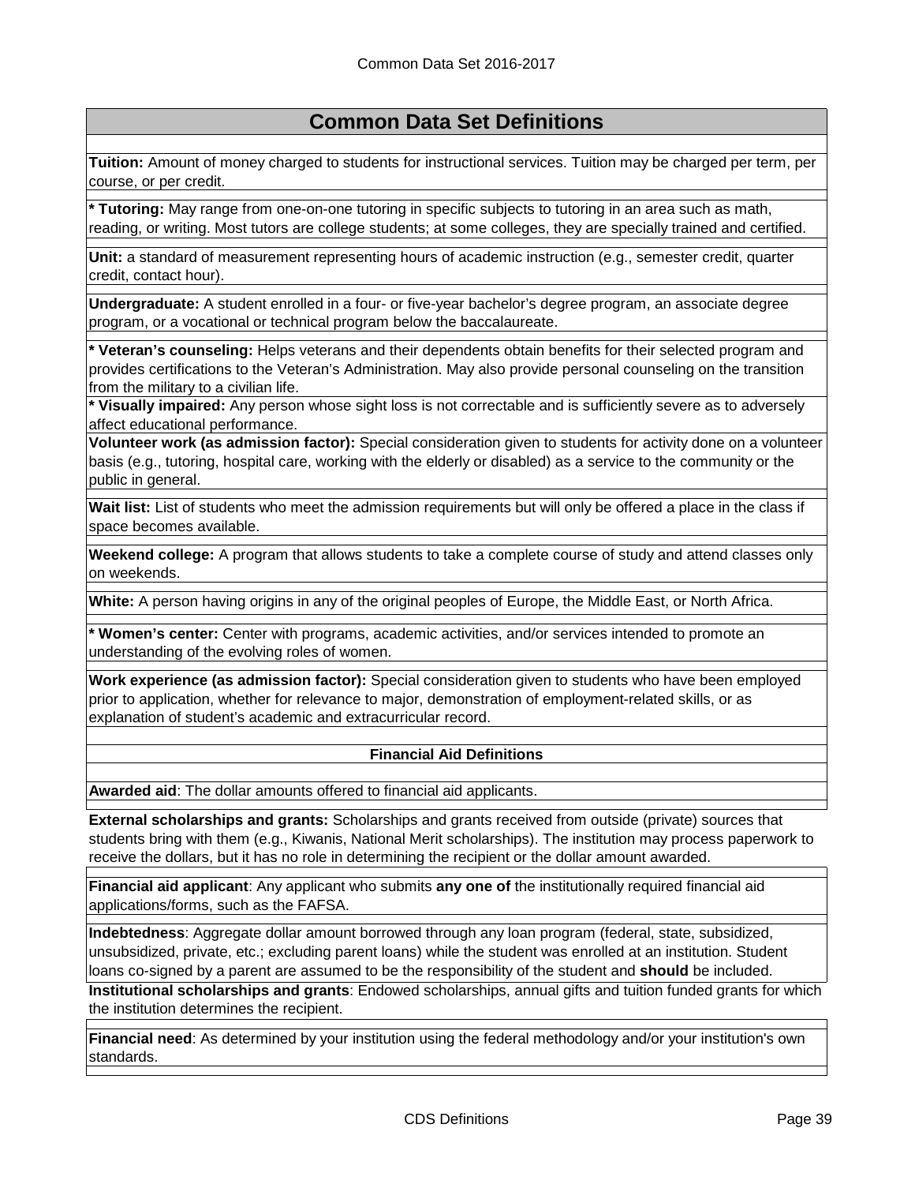## Common Data Set Definitions

**Tuition:** Amount of money charged to students for instructional services. Tuition may be charged per term, per course, or per credit.

**\* Tutoring:** May range from one-on-one tutoring in specific subjects to tutoring in an area such as math, reading, or writing. Most tutors are college students; at some colleges, they are specially trained and certified.

**Unit:** a standard of measurement representing hours of academic instruction (e.g., semester credit, quarter credit, contact hour).

**Undergraduate:** A student enrolled in a four- or five-year bachelor's degree program, an associate degree program, or a vocational or technical program below the baccalaureate.

**\* Veteran's counseling:** Helps veterans and their dependents obtain benefits for their selected program and provides certifications to the Veteran's Administration. May also provide personal counseling on the transition from the military to a civilian life.

**\* Visually impaired:** Any person whose sight loss is not correctable and is sufficiently severe as to adversely affect educational performance.

**Volunteer work (as admission factor):** Special consideration given to students for activity done on a volunteer basis (e.g., tutoring, hospital care, working with the elderly or disabled) as a service to the community or the public in general.

**Wait list:** List of students who meet the admission requirements but will only be offered a place in the class if space becomes available.

**Weekend college:** A program that allows students to take a complete course of study and attend classes only on weekends.

**White:** A person having origins in any of the original peoples of Europe, the Middle East, or North Africa.

**\* Women's center:** Center with programs, academic activities, and/or services intended to promote an understanding of the evolving roles of women.

**Work experience (as admission factor):** Special consideration given to students who have been employed prior to application, whether for relevance to major, demonstration of employment-related skills, or as explanation of student's academic and extracurricular record.

### Financial Aid Definitions

**Awarded aid**: The dollar amounts offered to financial aid applicants.

**External scholarships and grants:** Scholarships and grants received from outside (private) sources that students bring with them (e.g., Kiwanis, National Merit scholarships). The institution may process paperwork to receive the dollars, but it has no role in determining the recipient or the dollar amount awarded.

**Financial aid applicant**: Any applicant who submits **any one of** the institutionally required financial aid applications/forms, such as the FAFSA.

**Indebtedness**: Aggregate dollar amount borrowed through any loan program (federal, state, subsidized, unsubsidized, private, etc.; excluding parent loans) while the student was enrolled at an institution. Student loans co-signed by a parent are assumed to be the responsibility of the student and **should** be included.

**Institutional scholarships and grants**: Endowed scholarships, annual gifts and tuition funded grants for which the institution determines the recipient.

**Financial need**: As determined by your institution using the federal methodology and/or your institution's own standards.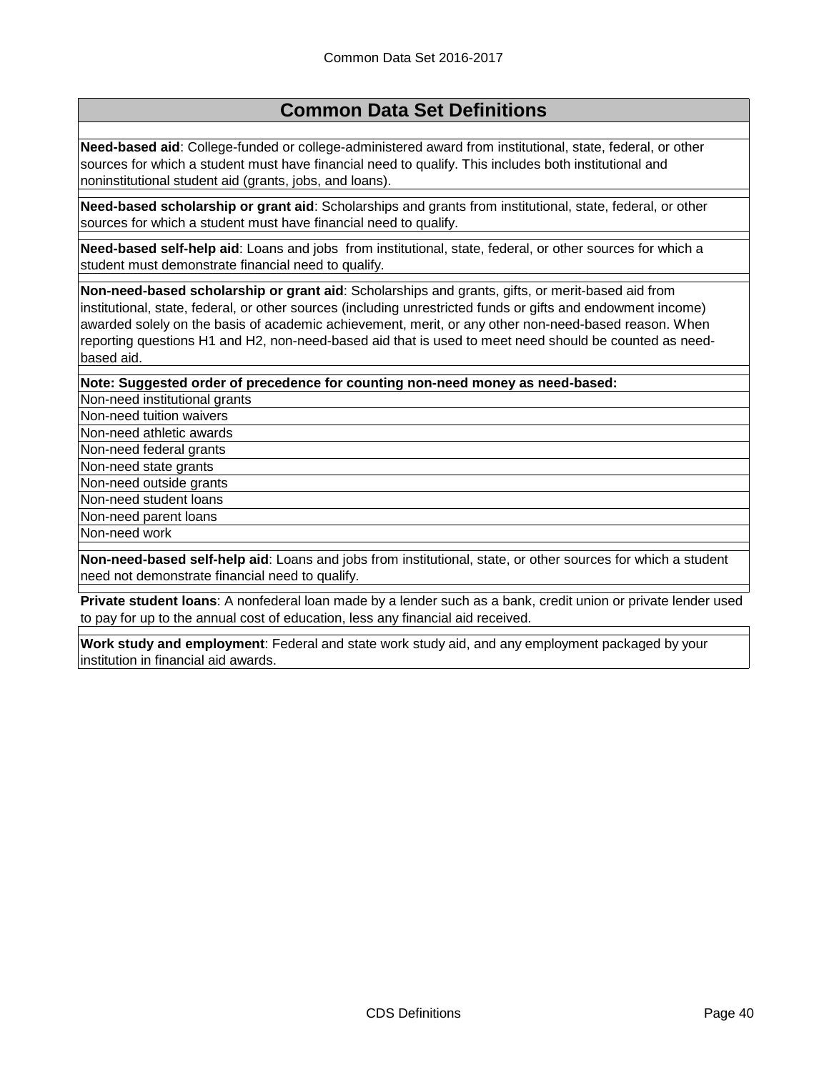## Common Data Set Definitions

**Need-based aid**: College-funded or college-administered award from institutional, state, federal, or other sources for which a student must have financial need to qualify. This includes both institutional and noninstitutional student aid (grants, jobs, and loans).

**Need-based scholarship or grant aid**: Scholarships and grants from institutional, state, federal, or other sources for which a student must have financial need to qualify.

**Need-based self-help aid**: Loans and jobs from institutional, state, federal, or other sources for which a student must demonstrate financial need to qualify.

**Non-need-based scholarship or grant aid**: Scholarships and grants, gifts, or merit-based aid from institutional, state, federal, or other sources (including unrestricted funds or gifts and endowment income) awarded solely on the basis of academic achievement, merit, or any other non-need-based reason. When reporting questions H1 and H2, non-need-based aid that is used to meet need should be counted as need-based aid.

**Note: Suggested order of precedence for counting non-need money as need-based:**

- Non-need institutional grants
- Non-need tuition waivers
- Non-need athletic awards
- Non-need federal grants
- Non-need state grants
- Non-need outside grants
- Non-need student loans
- Non-need parent loans
- Non-need work

**Non-need-based self-help aid**: Loans and jobs from institutional, state, or other sources for which a student need not demonstrate financial need to qualify.

**Private student loans**: A nonfederal loan made by a lender such as a bank, credit union or private lender used to pay for up to the annual cost of education, less any financial aid received.

**Work study and employment**: Federal and state work study aid, and any employment packaged by your institution in financial aid awards.